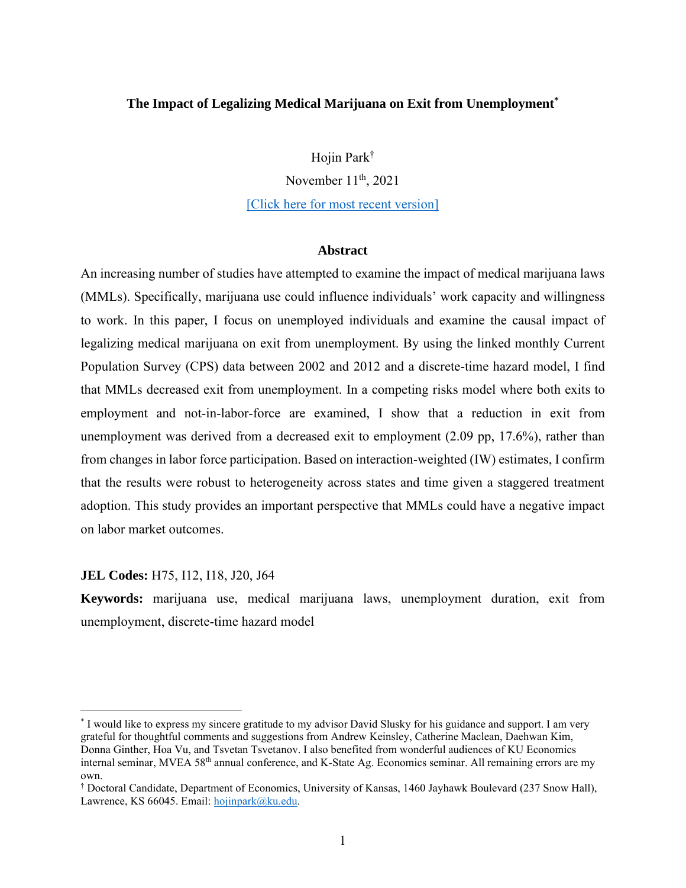# The Impact of Legalizing Medical Marijuana on Exit from Unemployment[*]

Hojin Park[†]

November 11th, 2021

[Click here for most recent version]

## Abstract

An increasing number of studies have attempted to examine the impact of medical marijuana laws (MMLs). Specifically, marijuana use could influence individuals' work capacity and willingness to work. In this paper, I focus on unemployed individuals and examine the causal impact of legalizing medical marijuana on exit from unemployment. By using the linked monthly Current Population Survey (CPS) data between 2002 and 2012 and a discrete-time hazard model, I find that MMLs decreased exit from unemployment. In a competing risks model where both exits to employment and not-in-labor-force are examined, I show that a reduction in exit from unemployment was derived from a decreased exit to employment (2.09 pp, 17.6%), rather than from changes in labor force participation. Based on interaction-weighted (IW) estimates, I confirm that the results were robust to heterogeneity across states and time given a staggered treatment adoption. This study provides an important perspective that MMLs could have a negative impact on labor market outcomes.

**JEL Codes:** H75, I12, I18, J20, J64

**Keywords:** marijuana use, medical marijuana laws, unemployment duration, exit from unemployment, discrete-time hazard model

---

[*] I would like to express my sincere gratitude to my advisor David Slusky for his guidance and support. I am very grateful for thoughtful comments and suggestions from Andrew Keinsley, Catherine Maclean, Daehwan Kim, Donna Ginther, Hoa Vu, and Tsvetan Tsvetanov. I also benefited from wonderful audiences of KU Economics internal seminar, MVEA 58th annual conference, and K-State Ag. Economics seminar. All remaining errors are my own.

[†] Doctoral Candidate, Department of Economics, University of Kansas, 1460 Jayhawk Boulevard (237 Snow Hall), Lawrence, KS 66045. Email: hojinpark@ku.edu.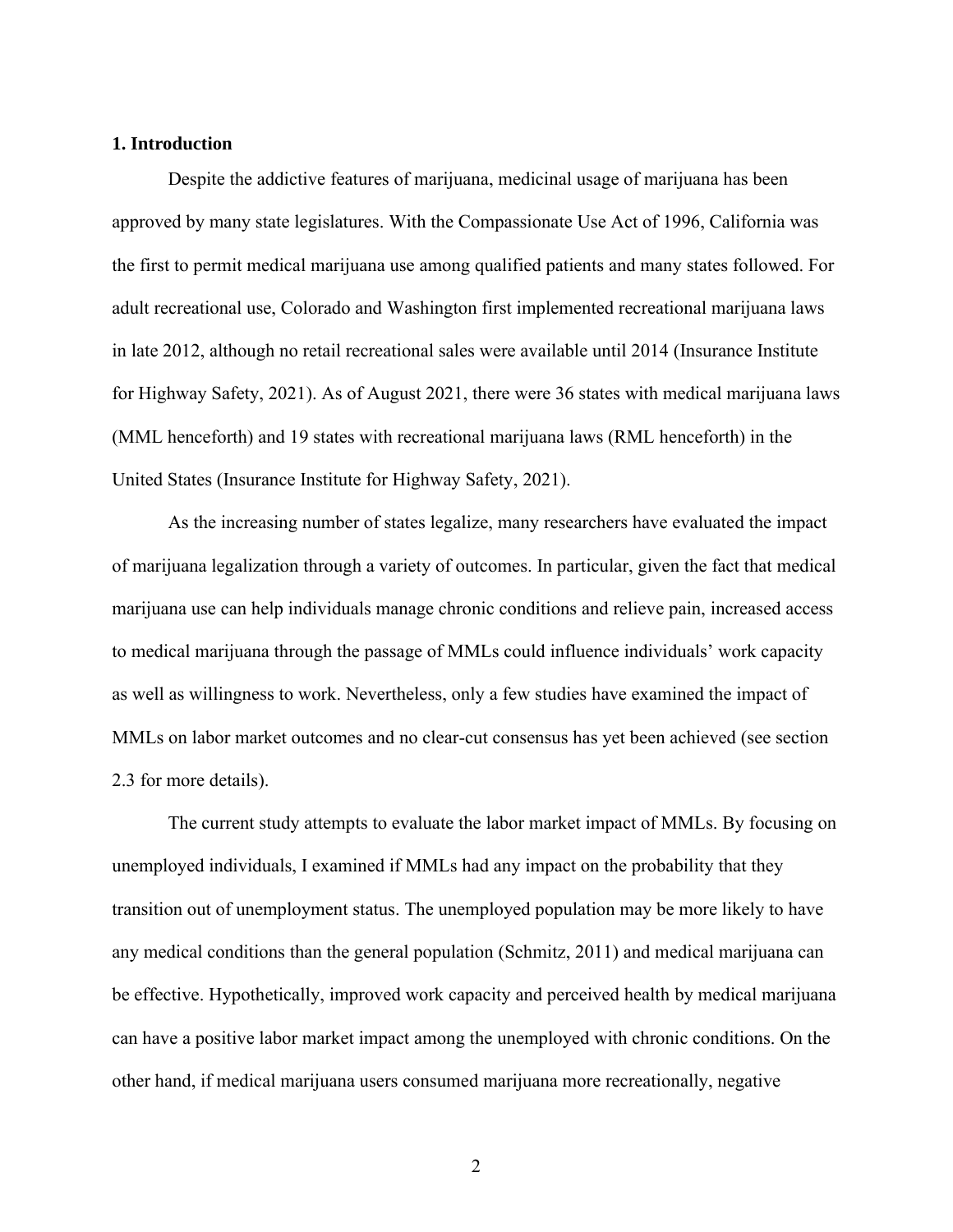## 1. Introduction

Despite the addictive features of marijuana, medicinal usage of marijuana has been approved by many state legislatures. With the Compassionate Use Act of 1996, California was the first to permit medical marijuana use among qualified patients and many states followed. For adult recreational use, Colorado and Washington first implemented recreational marijuana laws in late 2012, although no retail recreational sales were available until 2014 (Insurance Institute for Highway Safety, 2021). As of August 2021, there were 36 states with medical marijuana laws (MML henceforth) and 19 states with recreational marijuana laws (RML henceforth) in the United States (Insurance Institute for Highway Safety, 2021).

As the increasing number of states legalize, many researchers have evaluated the impact of marijuana legalization through a variety of outcomes. In particular, given the fact that medical marijuana use can help individuals manage chronic conditions and relieve pain, increased access to medical marijuana through the passage of MMLs could influence individuals' work capacity as well as willingness to work. Nevertheless, only a few studies have examined the impact of MMLs on labor market outcomes and no clear-cut consensus has yet been achieved (see section 2.3 for more details).

The current study attempts to evaluate the labor market impact of MMLs. By focusing on unemployed individuals, I examined if MMLs had any impact on the probability that they transition out of unemployment status. The unemployed population may be more likely to have any medical conditions than the general population (Schmitz, 2011) and medical marijuana can be effective. Hypothetically, improved work capacity and perceived health by medical marijuana can have a positive labor market impact among the unemployed with chronic conditions. On the other hand, if medical marijuana users consumed marijuana more recreationally, negative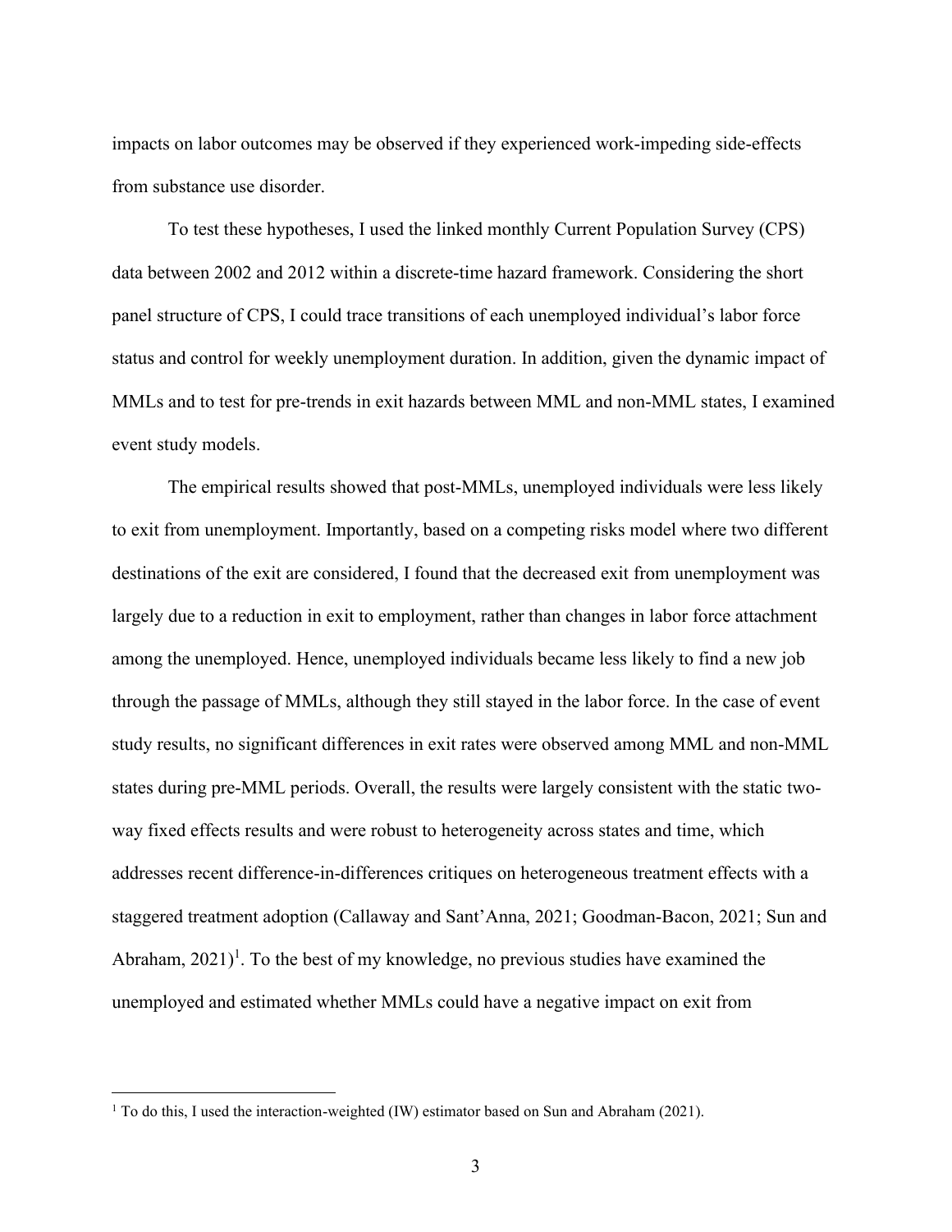impacts on labor outcomes may be observed if they experienced work-impeding side-effects from substance use disorder.

To test these hypotheses, I used the linked monthly Current Population Survey (CPS) data between 2002 and 2012 within a discrete-time hazard framework. Considering the short panel structure of CPS, I could trace transitions of each unemployed individual's labor force status and control for weekly unemployment duration. In addition, given the dynamic impact of MMLs and to test for pre-trends in exit hazards between MML and non-MML states, I examined event study models.

The empirical results showed that post-MMLs, unemployed individuals were less likely to exit from unemployment. Importantly, based on a competing risks model where two different destinations of the exit are considered, I found that the decreased exit from unemployment was largely due to a reduction in exit to employment, rather than changes in labor force attachment among the unemployed. Hence, unemployed individuals became less likely to find a new job through the passage of MMLs, although they still stayed in the labor force. In the case of event study results, no significant differences in exit rates were observed among MML and non-MML states during pre-MML periods. Overall, the results were largely consistent with the static two-way fixed effects results and were robust to heterogeneity across states and time, which addresses recent difference-in-differences critiques on heterogeneous treatment effects with a staggered treatment adoption (Callaway and Sant'Anna, 2021; Goodman-Bacon, 2021; Sun and Abraham, 2021)[1]. To the best of my knowledge, no previous studies have examined the unemployed and estimated whether MMLs could have a negative impact on exit from

[1] To do this, I used the interaction-weighted (IW) estimator based on Sun and Abraham (2021).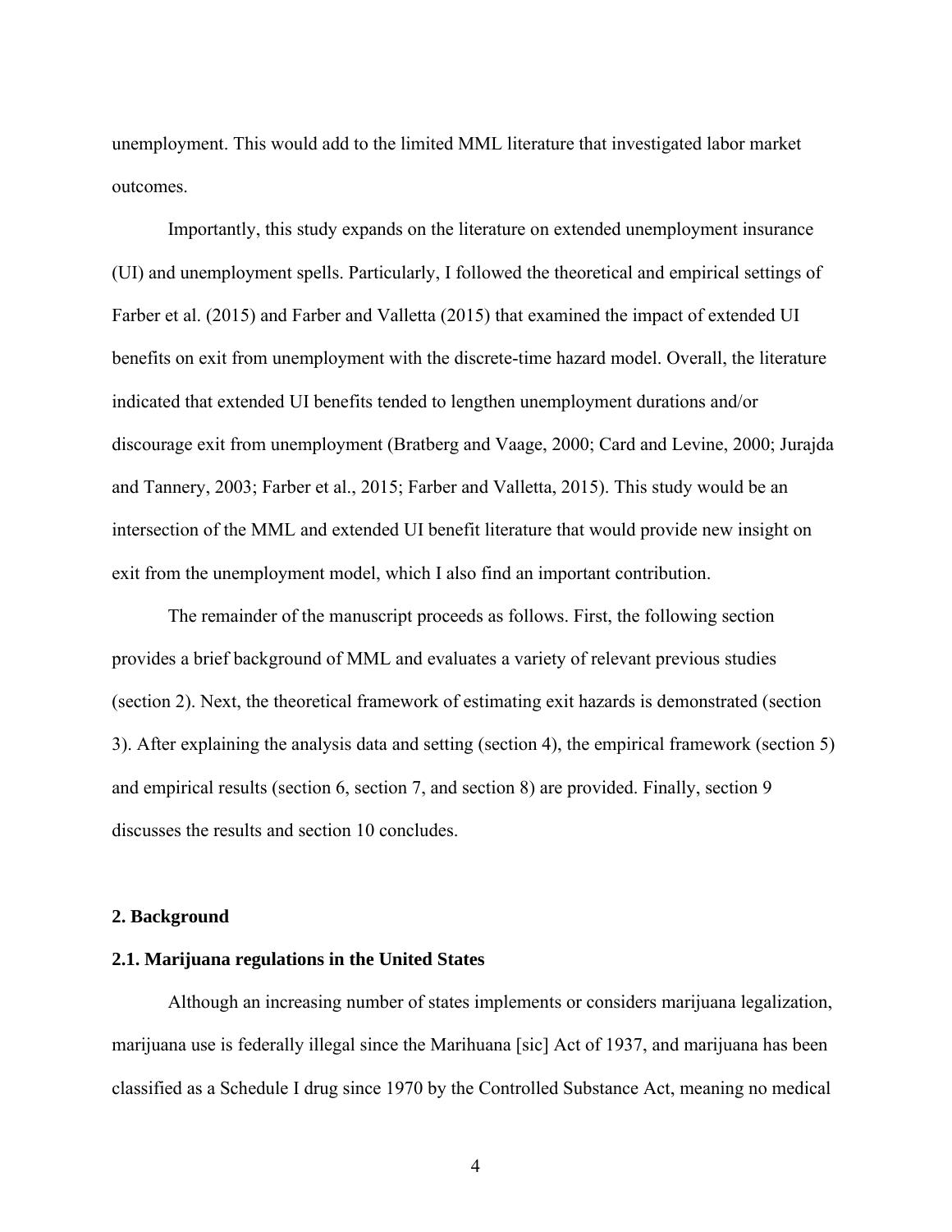unemployment. This would add to the limited MML literature that investigated labor market outcomes.

Importantly, this study expands on the literature on extended unemployment insurance (UI) and unemployment spells. Particularly, I followed the theoretical and empirical settings of Farber et al. (2015) and Farber and Valletta (2015) that examined the impact of extended UI benefits on exit from unemployment with the discrete-time hazard model. Overall, the literature indicated that extended UI benefits tended to lengthen unemployment durations and/or discourage exit from unemployment (Bratberg and Vaage, 2000; Card and Levine, 2000; Jurajda and Tannery, 2003; Farber et al., 2015; Farber and Valletta, 2015). This study would be an intersection of the MML and extended UI benefit literature that would provide new insight on exit from the unemployment model, which I also find an important contribution.

The remainder of the manuscript proceeds as follows. First, the following section provides a brief background of MML and evaluates a variety of relevant previous studies (section 2). Next, the theoretical framework of estimating exit hazards is demonstrated (section 3). After explaining the analysis data and setting (section 4), the empirical framework (section 5) and empirical results (section 6, section 7, and section 8) are provided. Finally, section 9 discusses the results and section 10 concludes.

## 2. Background

### 2.1. Marijuana regulations in the United States

Although an increasing number of states implements or considers marijuana legalization, marijuana use is federally illegal since the Marihuana [sic] Act of 1937, and marijuana has been classified as a Schedule I drug since 1970 by the Controlled Substance Act, meaning no medical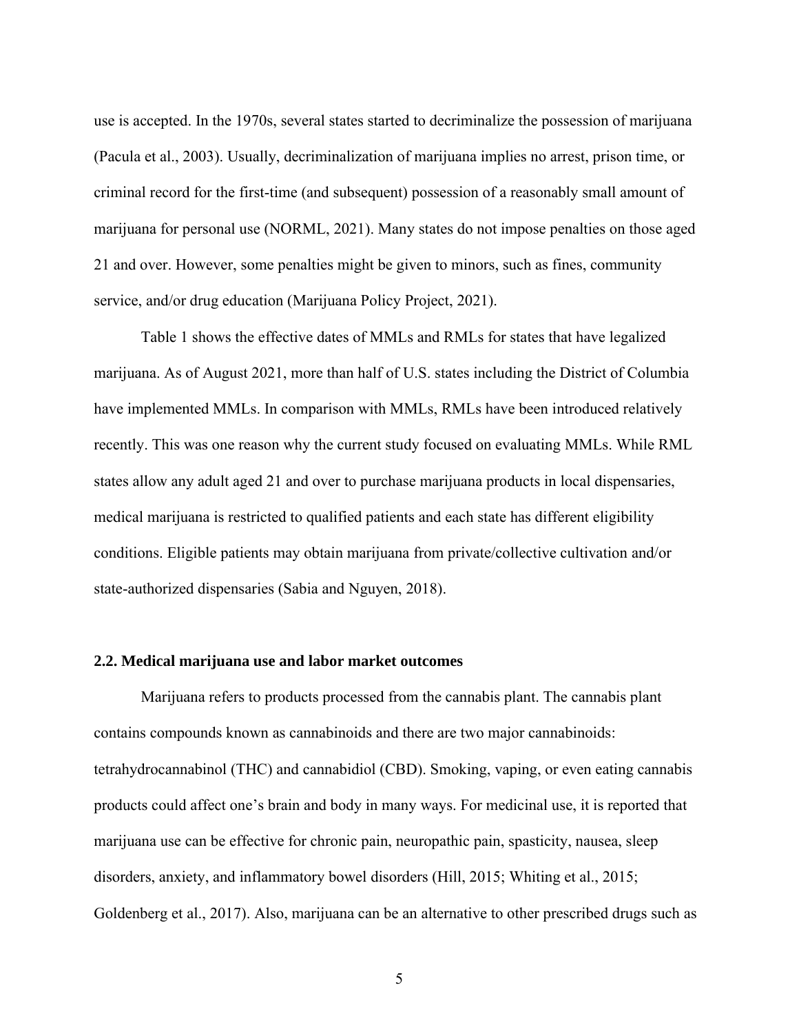use is accepted. In the 1970s, several states started to decriminalize the possession of marijuana (Pacula et al., 2003). Usually, decriminalization of marijuana implies no arrest, prison time, or criminal record for the first-time (and subsequent) possession of a reasonably small amount of marijuana for personal use (NORML, 2021). Many states do not impose penalties on those aged 21 and over. However, some penalties might be given to minors, such as fines, community service, and/or drug education (Marijuana Policy Project, 2021).

Table 1 shows the effective dates of MMLs and RMLs for states that have legalized marijuana. As of August 2021, more than half of U.S. states including the District of Columbia have implemented MMLs. In comparison with MMLs, RMLs have been introduced relatively recently. This was one reason why the current study focused on evaluating MMLs. While RML states allow any adult aged 21 and over to purchase marijuana products in local dispensaries, medical marijuana is restricted to qualified patients and each state has different eligibility conditions. Eligible patients may obtain marijuana from private/collective cultivation and/or state-authorized dispensaries (Sabia and Nguyen, 2018).

### 2.2. Medical marijuana use and labor market outcomes

Marijuana refers to products processed from the cannabis plant. The cannabis plant contains compounds known as cannabinoids and there are two major cannabinoids: tetrahydrocannabinol (THC) and cannabidiol (CBD). Smoking, vaping, or even eating cannabis products could affect one's brain and body in many ways. For medicinal use, it is reported that marijuana use can be effective for chronic pain, neuropathic pain, spasticity, nausea, sleep disorders, anxiety, and inflammatory bowel disorders (Hill, 2015; Whiting et al., 2015; Goldenberg et al., 2017). Also, marijuana can be an alternative to other prescribed drugs such as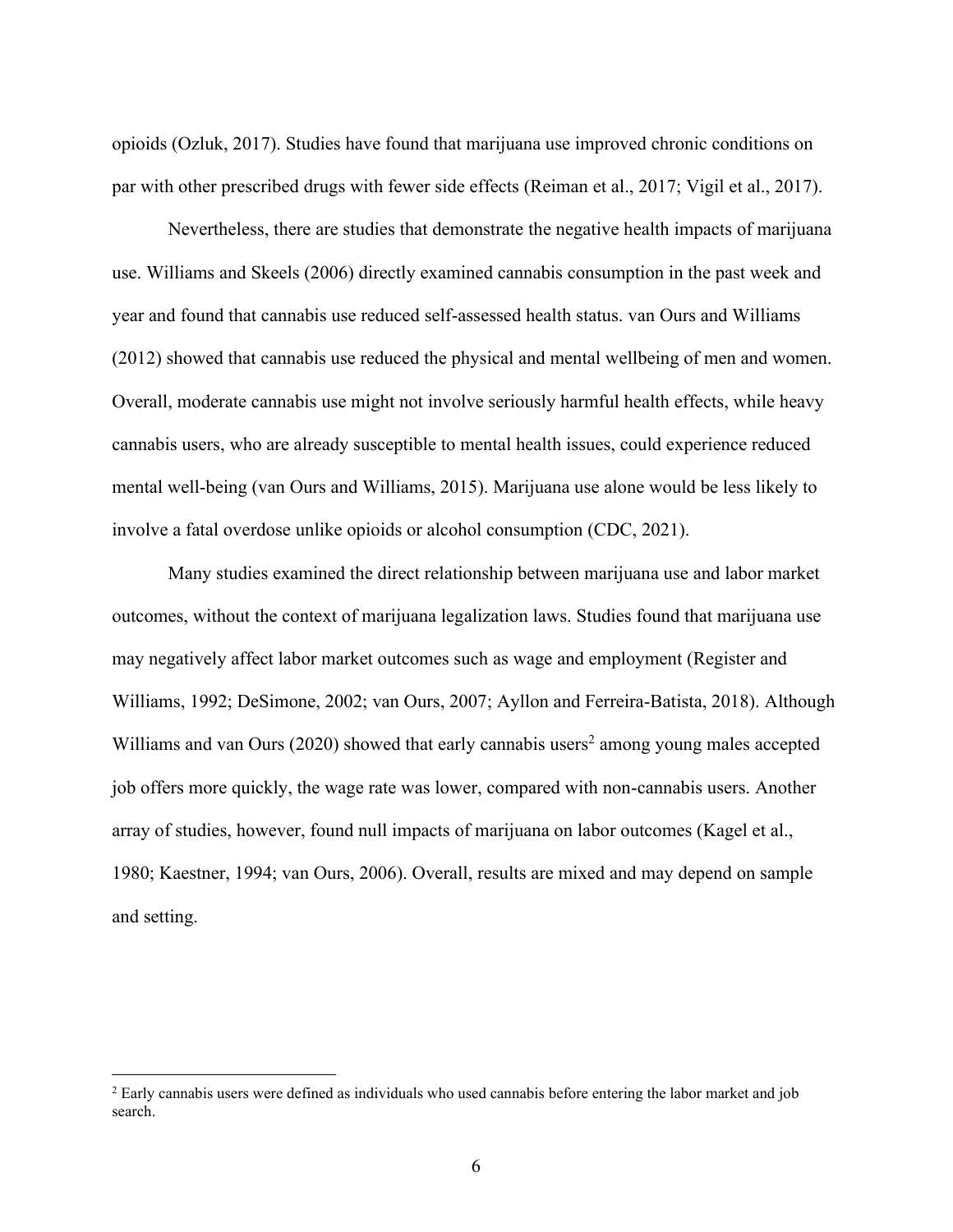opioids (Ozluk, 2017). Studies have found that marijuana use improved chronic conditions on par with other prescribed drugs with fewer side effects (Reiman et al., 2017; Vigil et al., 2017).

Nevertheless, there are studies that demonstrate the negative health impacts of marijuana use. Williams and Skeels (2006) directly examined cannabis consumption in the past week and year and found that cannabis use reduced self-assessed health status. van Ours and Williams (2012) showed that cannabis use reduced the physical and mental wellbeing of men and women. Overall, moderate cannabis use might not involve seriously harmful health effects, while heavy cannabis users, who are already susceptible to mental health issues, could experience reduced mental well-being (van Ours and Williams, 2015). Marijuana use alone would be less likely to involve a fatal overdose unlike opioids or alcohol consumption (CDC, 2021).

Many studies examined the direct relationship between marijuana use and labor market outcomes, without the context of marijuana legalization laws. Studies found that marijuana use may negatively affect labor market outcomes such as wage and employment (Register and Williams, 1992; DeSimone, 2002; van Ours, 2007; Ayllon and Ferreira-Batista, 2018). Although Williams and van Ours (2020) showed that early cannabis users[2] among young males accepted job offers more quickly, the wage rate was lower, compared with non-cannabis users. Another array of studies, however, found null impacts of marijuana on labor outcomes (Kagel et al., 1980; Kaestner, 1994; van Ours, 2006). Overall, results are mixed and may depend on sample and setting.

[2] Early cannabis users were defined as individuals who used cannabis before entering the labor market and job search.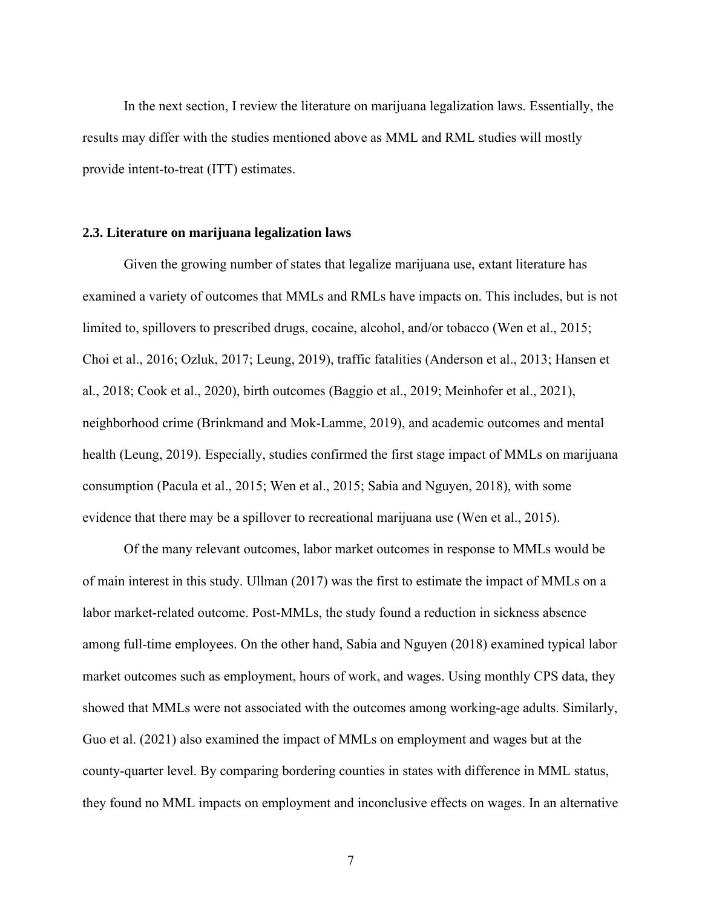In the next section, I review the literature on marijuana legalization laws. Essentially, the results may differ with the studies mentioned above as MML and RML studies will mostly provide intent-to-treat (ITT) estimates.

### 2.3. Literature on marijuana legalization laws

Given the growing number of states that legalize marijuana use, extant literature has examined a variety of outcomes that MMLs and RMLs have impacts on. This includes, but is not limited to, spillovers to prescribed drugs, cocaine, alcohol, and/or tobacco (Wen et al., 2015; Choi et al., 2016; Ozluk, 2017; Leung, 2019), traffic fatalities (Anderson et al., 2013; Hansen et al., 2018; Cook et al., 2020), birth outcomes (Baggio et al., 2019; Meinhofer et al., 2021), neighborhood crime (Brinkmand and Mok-Lamme, 2019), and academic outcomes and mental health (Leung, 2019). Especially, studies confirmed the first stage impact of MMLs on marijuana consumption (Pacula et al., 2015; Wen et al., 2015; Sabia and Nguyen, 2018), with some evidence that there may be a spillover to recreational marijuana use (Wen et al., 2015).

Of the many relevant outcomes, labor market outcomes in response to MMLs would be of main interest in this study. Ullman (2017) was the first to estimate the impact of MMLs on a labor market-related outcome. Post-MMLs, the study found a reduction in sickness absence among full-time employees. On the other hand, Sabia and Nguyen (2018) examined typical labor market outcomes such as employment, hours of work, and wages. Using monthly CPS data, they showed that MMLs were not associated with the outcomes among working-age adults. Similarly, Guo et al. (2021) also examined the impact of MMLs on employment and wages but at the county-quarter level. By comparing bordering counties in states with difference in MML status, they found no MML impacts on employment and inconclusive effects on wages. In an alternative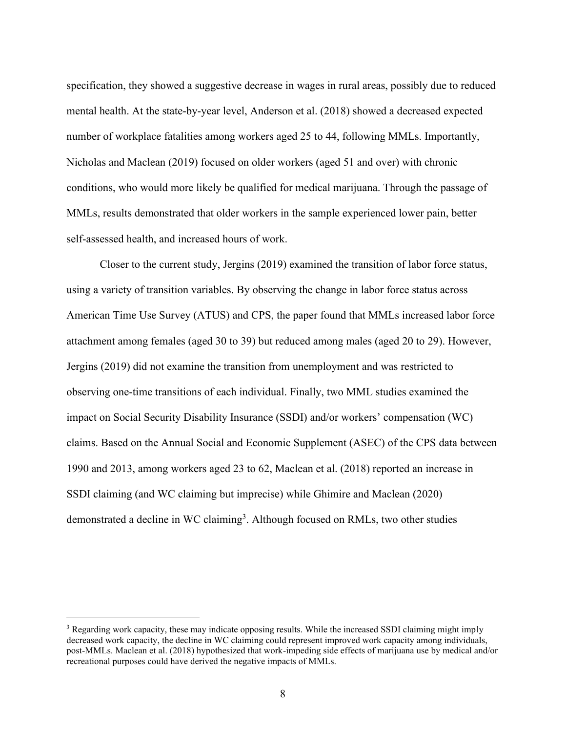specification, they showed a suggestive decrease in wages in rural areas, possibly due to reduced mental health. At the state-by-year level, Anderson et al. (2018) showed a decreased expected number of workplace fatalities among workers aged 25 to 44, following MMLs. Importantly, Nicholas and Maclean (2019) focused on older workers (aged 51 and over) with chronic conditions, who would more likely be qualified for medical marijuana. Through the passage of MMLs, results demonstrated that older workers in the sample experienced lower pain, better self-assessed health, and increased hours of work.

Closer to the current study, Jergins (2019) examined the transition of labor force status, using a variety of transition variables. By observing the change in labor force status across American Time Use Survey (ATUS) and CPS, the paper found that MMLs increased labor force attachment among females (aged 30 to 39) but reduced among males (aged 20 to 29). However, Jergins (2019) did not examine the transition from unemployment and was restricted to observing one-time transitions of each individual. Finally, two MML studies examined the impact on Social Security Disability Insurance (SSDI) and/or workers' compensation (WC) claims. Based on the Annual Social and Economic Supplement (ASEC) of the CPS data between 1990 and 2013, among workers aged 23 to 62, Maclean et al. (2018) reported an increase in SSDI claiming (and WC claiming but imprecise) while Ghimire and Maclean (2020) demonstrated a decline in WC claiming[3]. Although focused on RMLs, two other studies

[3] Regarding work capacity, these may indicate opposing results. While the increased SSDI claiming might imply decreased work capacity, the decline in WC claiming could represent improved work capacity among individuals, post-MMLs. Maclean et al. (2018) hypothesized that work-impeding side effects of marijuana use by medical and/or recreational purposes could have derived the negative impacts of MMLs.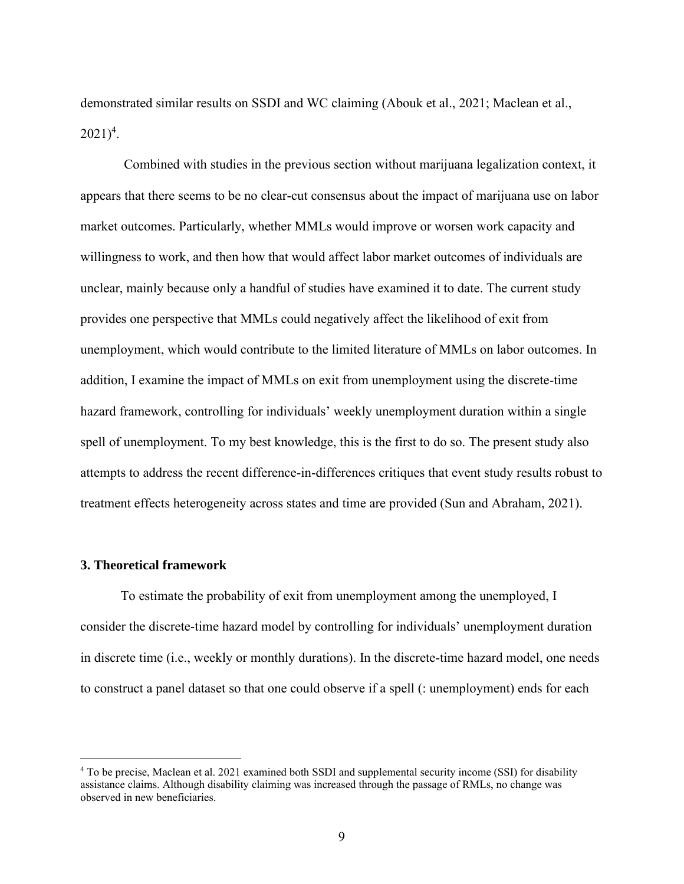demonstrated similar results on SSDI and WC claiming (Abouk et al., 2021; Maclean et al., 2021)[4].

Combined with studies in the previous section without marijuana legalization context, it appears that there seems to be no clear-cut consensus about the impact of marijuana use on labor market outcomes. Particularly, whether MMLs would improve or worsen work capacity and willingness to work, and then how that would affect labor market outcomes of individuals are unclear, mainly because only a handful of studies have examined it to date. The current study provides one perspective that MMLs could negatively affect the likelihood of exit from unemployment, which would contribute to the limited literature of MMLs on labor outcomes. In addition, I examine the impact of MMLs on exit from unemployment using the discrete-time hazard framework, controlling for individuals' weekly unemployment duration within a single spell of unemployment. To my best knowledge, this is the first to do so. The present study also attempts to address the recent difference-in-differences critiques that event study results robust to treatment effects heterogeneity across states and time are provided (Sun and Abraham, 2021).

## 3. Theoretical framework

To estimate the probability of exit from unemployment among the unemployed, I consider the discrete-time hazard model by controlling for individuals' unemployment duration in discrete time (i.e., weekly or monthly durations). In the discrete-time hazard model, one needs to construct a panel dataset so that one could observe if a spell (: unemployment) ends for each

[4] To be precise, Maclean et al. 2021 examined both SSDI and supplemental security income (SSI) for disability assistance claims. Although disability claiming was increased through the passage of RMLs, no change was observed in new beneficiaries.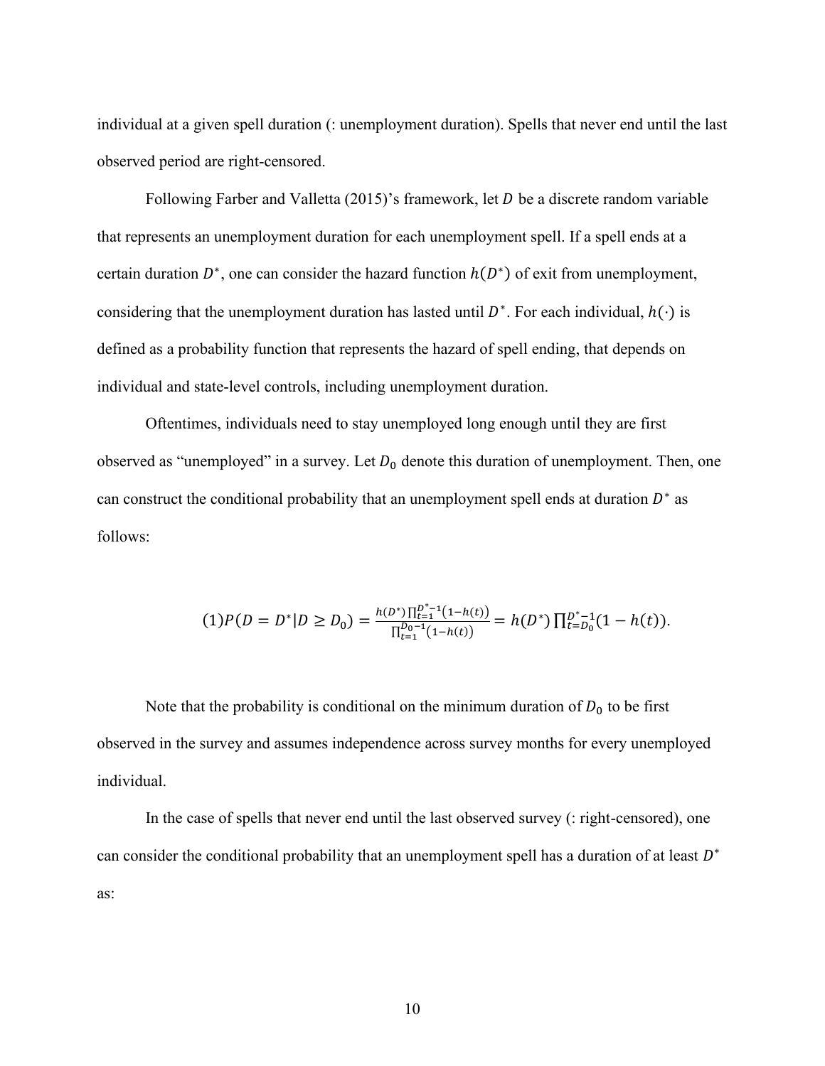individual at a given spell duration (: unemployment duration). Spells that never end until the last observed period are right-censored.

Following Farber and Valletta (2015)'s framework, let $D$ be a discrete random variable that represents an unemployment duration for each unemployment spell. If a spell ends at a certain duration $D^*$, one can consider the hazard function $h(D^*)$ of exit from unemployment, considering that the unemployment duration has lasted until $D^*$. For each individual, $h(\cdot)$ is defined as a probability function that represents the hazard of spell ending, that depends on individual and state-level controls, including unemployment duration.

Oftentimes, individuals need to stay unemployed long enough until they are first observed as "unemployed" in a survey. Let $D_0$ denote this duration of unemployment. Then, one can construct the conditional probability that an unemployment spell ends at duration $D^*$ as follows:

$$(1) P(D = D^* | D \geq D_0) = \frac{h(D^*) \prod_{t=1}^{D^*-1}(1-h(t))}{\prod_{t=1}^{D_0-1}(1-h(t))} = h(D^*) \prod_{t=D_0}^{D^*-1}(1-h(t)).$$

Note that the probability is conditional on the minimum duration of $D_0$ to be first observed in the survey and assumes independence across survey months for every unemployed individual.

In the case of spells that never end until the last observed survey (: right-censored), one can consider the conditional probability that an unemployment spell has a duration of at least $D^*$ as: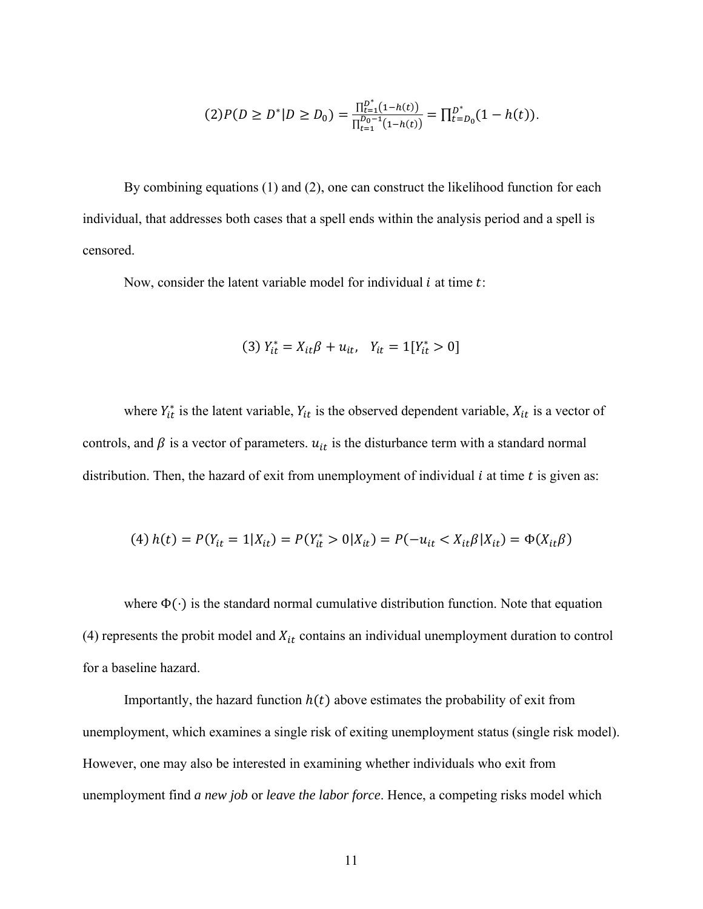$$(2) P(D \geq D^* | D \geq D_0) = \frac{\prod_{t=1}^{D^*}(1-h(t))}{\prod_{t=1}^{D_0-1}(1-h(t))} = \prod_{t=D_0}^{D^*}(1-h(t)).$$

By combining equations (1) and (2), one can construct the likelihood function for each individual, that addresses both cases that a spell ends within the analysis period and a spell is censored.

Now, consider the latent variable model for individual $i$ at time $t$:

$$(3)\ Y_{it}^* = X_{it}\beta + u_{it}, \quad Y_{it} = 1[Y_{it}^* > 0]$$

where $Y_{it}^*$ is the latent variable, $Y_{it}$ is the observed dependent variable, $X_{it}$ is a vector of controls, and $\beta$ is a vector of parameters. $u_{it}$ is the disturbance term with a standard normal distribution. Then, the hazard of exit from unemployment of individual $i$ at time $t$ is given as:

$$(4)\ h(t) = P(Y_{it} = 1 | X_{it}) = P(Y_{it}^* > 0 | X_{it}) = P(-u_{it} < X_{it}\beta | X_{it}) = \Phi(X_{it}\beta)$$

where $\Phi(\cdot)$ is the standard normal cumulative distribution function. Note that equation (4) represents the probit model and $X_{it}$ contains an individual unemployment duration to control for a baseline hazard.

Importantly, the hazard function $h(t)$ above estimates the probability of exit from unemployment, which examines a single risk of exiting unemployment status (single risk model). However, one may also be interested in examining whether individuals who exit from unemployment find *a new job* or *leave the labor force*. Hence, a competing risks model which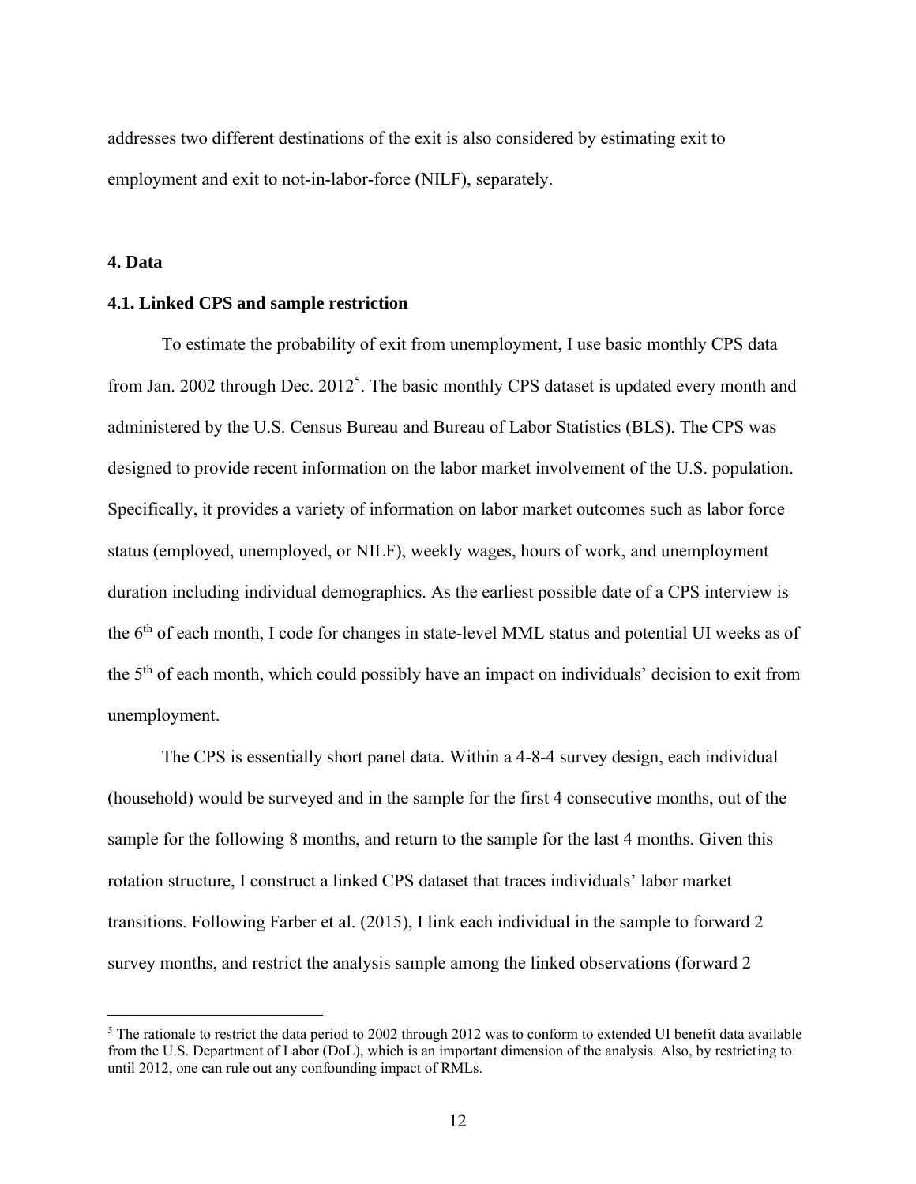addresses two different destinations of the exit is also considered by estimating exit to employment and exit to not-in-labor-force (NILF), separately.

## 4. Data

### 4.1. Linked CPS and sample restriction

To estimate the probability of exit from unemployment, I use basic monthly CPS data from Jan. 2002 through Dec. 2012[5]. The basic monthly CPS dataset is updated every month and administered by the U.S. Census Bureau and Bureau of Labor Statistics (BLS). The CPS was designed to provide recent information on the labor market involvement of the U.S. population. Specifically, it provides a variety of information on labor market outcomes such as labor force status (employed, unemployed, or NILF), weekly wages, hours of work, and unemployment duration including individual demographics. As the earliest possible date of a CPS interview is the 6th of each month, I code for changes in state-level MML status and potential UI weeks as of the 5th of each month, which could possibly have an impact on individuals' decision to exit from unemployment.

The CPS is essentially short panel data. Within a 4-8-4 survey design, each individual (household) would be surveyed and in the sample for the first 4 consecutive months, out of the sample for the following 8 months, and return to the sample for the last 4 months. Given this rotation structure, I construct a linked CPS dataset that traces individuals' labor market transitions. Following Farber et al. (2015), I link each individual in the sample to forward 2 survey months, and restrict the analysis sample among the linked observations (forward 2

[5] The rationale to restrict the data period to 2002 through 2012 was to conform to extended UI benefit data available from the U.S. Department of Labor (DoL), which is an important dimension of the analysis. Also, by restricting to until 2012, one can rule out any confounding impact of RMLs.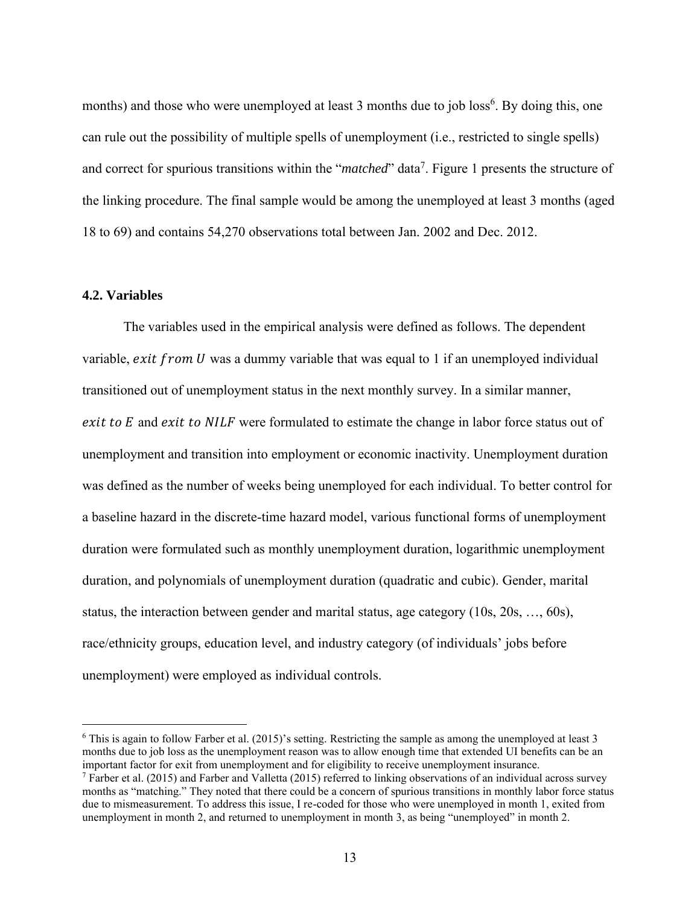months) and those who were unemployed at least 3 months due to job loss[6]. By doing this, one can rule out the possibility of multiple spells of unemployment (i.e., restricted to single spells) and correct for spurious transitions within the "*matched*" data[7]. Figure 1 presents the structure of the linking procedure. The final sample would be among the unemployed at least 3 months (aged 18 to 69) and contains 54,270 observations total between Jan. 2002 and Dec. 2012.

### 4.2. Variables

The variables used in the empirical analysis were defined as follows. The dependent variable, $exit\ from\ U$ was a dummy variable that was equal to 1 if an unemployed individual transitioned out of unemployment status in the next monthly survey. In a similar manner, $exit\ to\ E$ and $exit\ to\ NILF$ were formulated to estimate the change in labor force status out of unemployment and transition into employment or economic inactivity. Unemployment duration was defined as the number of weeks being unemployed for each individual. To better control for a baseline hazard in the discrete-time hazard model, various functional forms of unemployment duration were formulated such as monthly unemployment duration, logarithmic unemployment duration, and polynomials of unemployment duration (quadratic and cubic). Gender, marital status, the interaction between gender and marital status, age category (10s, 20s, …, 60s), race/ethnicity groups, education level, and industry category (of individuals' jobs before unemployment) were employed as individual controls.

---

[6] This is again to follow Farber et al. (2015)'s setting. Restricting the sample as among the unemployed at least 3 months due to job loss as the unemployment reason was to allow enough time that extended UI benefits can be an important factor for exit from unemployment and for eligibility to receive unemployment insurance.

[7] Farber et al. (2015) and Farber and Valletta (2015) referred to linking observations of an individual across survey months as "matching." They noted that there could be a concern of spurious transitions in monthly labor force status due to mismeasurement. To address this issue, I re-coded for those who were unemployed in month 1, exited from unemployment in month 2, and returned to unemployment in month 3, as being "unemployed" in month 2.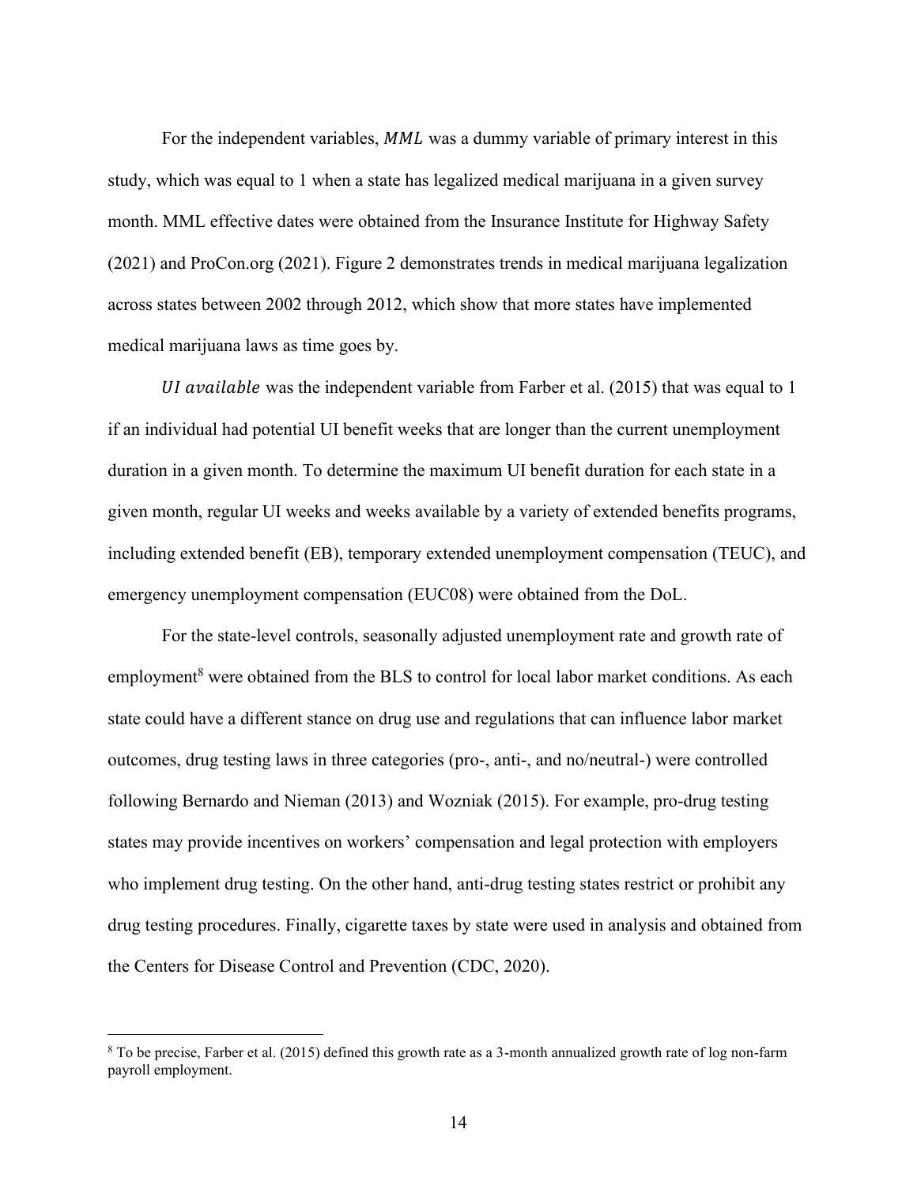For the independent variables, $MML$ was a dummy variable of primary interest in this study, which was equal to 1 when a state has legalized medical marijuana in a given survey month. MML effective dates were obtained from the Insurance Institute for Highway Safety (2021) and ProCon.org (2021). Figure 2 demonstrates trends in medical marijuana legalization across states between 2002 through 2012, which show that more states have implemented medical marijuana laws as time goes by.

$UI\ available$ was the independent variable from Farber et al. (2015) that was equal to 1 if an individual had potential UI benefit weeks that are longer than the current unemployment duration in a given month. To determine the maximum UI benefit duration for each state in a given month, regular UI weeks and weeks available by a variety of extended benefits programs, including extended benefit (EB), temporary extended unemployment compensation (TEUC), and emergency unemployment compensation (EUC08) were obtained from the DoL.

For the state-level controls, seasonally adjusted unemployment rate and growth rate of employment[8] were obtained from the BLS to control for local labor market conditions. As each state could have a different stance on drug use and regulations that can influence labor market outcomes, drug testing laws in three categories (pro-, anti-, and no/neutral-) were controlled following Bernardo and Nieman (2013) and Wozniak (2015). For example, pro-drug testing states may provide incentives on workers' compensation and legal protection with employers who implement drug testing. On the other hand, anti-drug testing states restrict or prohibit any drug testing procedures. Finally, cigarette taxes by state were used in analysis and obtained from the Centers for Disease Control and Prevention (CDC, 2020).

[8] To be precise, Farber et al. (2015) defined this growth rate as a 3-month annualized growth rate of log non-farm payroll employment.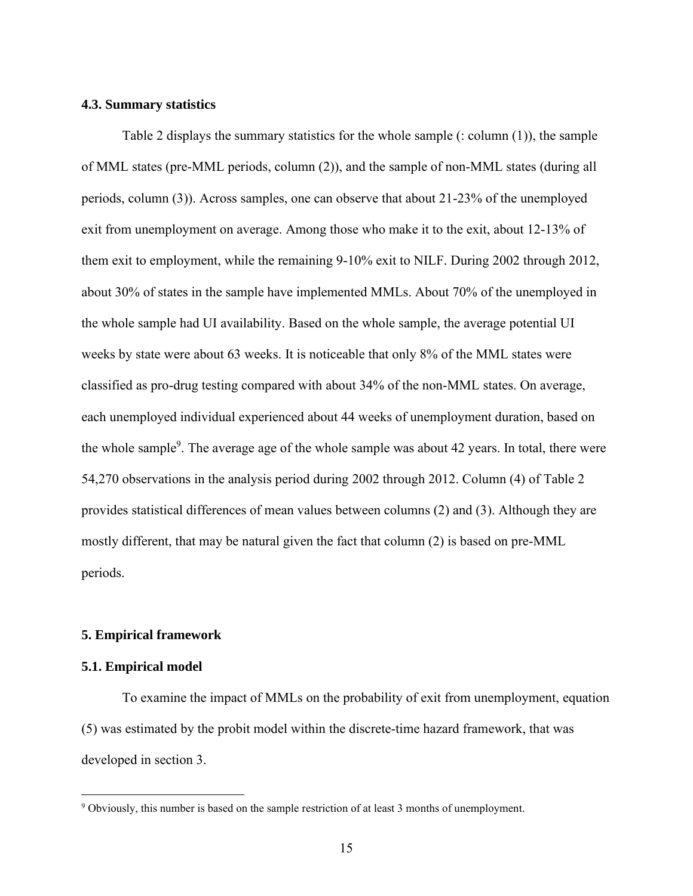### 4.3. Summary statistics

Table 2 displays the summary statistics for the whole sample (: column (1)), the sample of MML states (pre-MML periods, column (2)), and the sample of non-MML states (during all periods, column (3)). Across samples, one can observe that about 21-23% of the unemployed exit from unemployment on average. Among those who make it to the exit, about 12-13% of them exit to employment, while the remaining 9-10% exit to NILF. During 2002 through 2012, about 30% of states in the sample have implemented MMLs. About 70% of the unemployed in the whole sample had UI availability. Based on the whole sample, the average potential UI weeks by state were about 63 weeks. It is noticeable that only 8% of the MML states were classified as pro-drug testing compared with about 34% of the non-MML states. On average, each unemployed individual experienced about 44 weeks of unemployment duration, based on the whole sample[9]. The average age of the whole sample was about 42 years. In total, there were 54,270 observations in the analysis period during 2002 through 2012. Column (4) of Table 2 provides statistical differences of mean values between columns (2) and (3). Although they are mostly different, that may be natural given the fact that column (2) is based on pre-MML periods.

## 5. Empirical framework

### 5.1. Empirical model

To examine the impact of MMLs on the probability of exit from unemployment, equation (5) was estimated by the probit model within the discrete-time hazard framework, that was developed in section 3.

[9] Obviously, this number is based on the sample restriction of at least 3 months of unemployment.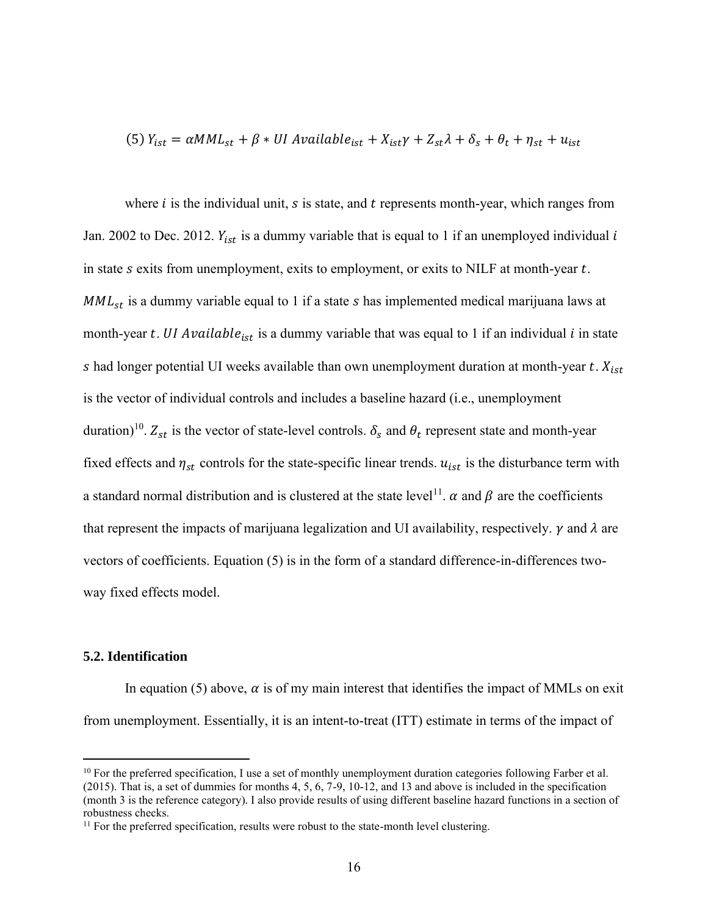$$(5)\ Y_{ist} = \alpha MML_{st} + \beta * UI\ Available_{ist} + X_{ist}\gamma + Z_{st}\lambda + \delta_s + \theta_t + \eta_{st} + u_{ist}$$

where $i$ is the individual unit, $s$ is state, and $t$ represents month-year, which ranges from Jan. 2002 to Dec. 2012. $Y_{ist}$ is a dummy variable that is equal to 1 if an unemployed individual $i$ in state $s$ exits from unemployment, exits to employment, or exits to NILF at month-year $t$. $MML_{st}$ is a dummy variable equal to 1 if a state $s$ has implemented medical marijuana laws at month-year $t$. $UI\ Available_{ist}$ is a dummy variable that was equal to 1 if an individual $i$ in state $s$ had longer potential UI weeks available than own unemployment duration at month-year $t$. $X_{ist}$ is the vector of individual controls and includes a baseline hazard (i.e., unemployment duration)[10]. $Z_{st}$ is the vector of state-level controls. $\delta_s$ and $\theta_t$ represent state and month-year fixed effects and $\eta_{st}$ controls for the state-specific linear trends. $u_{ist}$ is the disturbance term with a standard normal distribution and is clustered at the state level[11]. $\alpha$ and $\beta$ are the coefficients that represent the impacts of marijuana legalization and UI availability, respectively. $\gamma$ and $\lambda$ are vectors of coefficients. Equation (5) is in the form of a standard difference-in-differences two-way fixed effects model.

### 5.2. Identification

In equation (5) above, $\alpha$ is of my main interest that identifies the impact of MMLs on exit from unemployment. Essentially, it is an intent-to-treat (ITT) estimate in terms of the impact of

[10] For the preferred specification, I use a set of monthly unemployment duration categories following Farber et al. (2015). That is, a set of dummies for months 4, 5, 6, 7-9, 10-12, and 13 and above is included in the specification (month 3 is the reference category). I also provide results of using different baseline hazard functions in a section of robustness checks.

[11] For the preferred specification, results were robust to the state-month level clustering.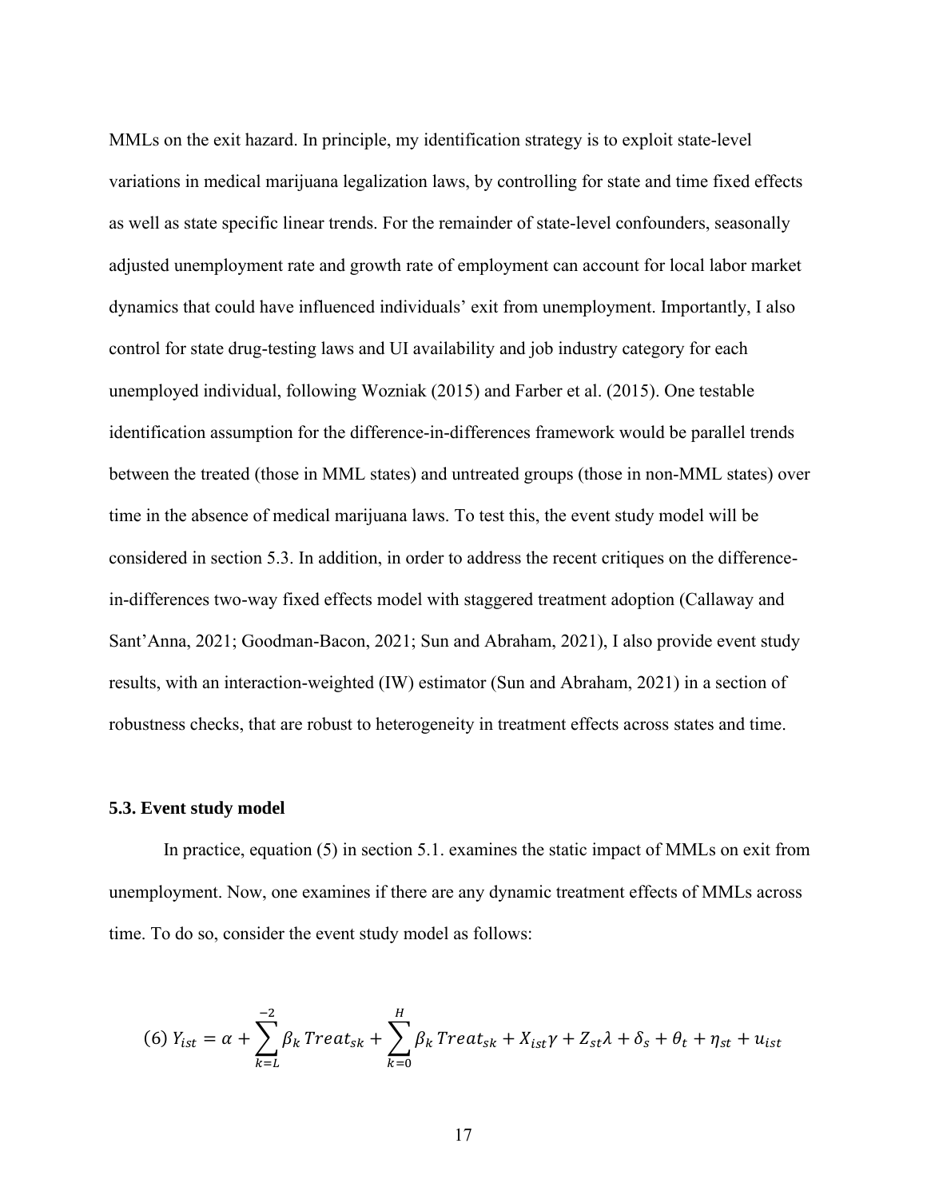MMLs on the exit hazard. In principle, my identification strategy is to exploit state-level variations in medical marijuana legalization laws, by controlling for state and time fixed effects as well as state specific linear trends. For the remainder of state-level confounders, seasonally adjusted unemployment rate and growth rate of employment can account for local labor market dynamics that could have influenced individuals' exit from unemployment. Importantly, I also control for state drug-testing laws and UI availability and job industry category for each unemployed individual, following Wozniak (2015) and Farber et al. (2015). One testable identification assumption for the difference-in-differences framework would be parallel trends between the treated (those in MML states) and untreated groups (those in non-MML states) over time in the absence of medical marijuana laws. To test this, the event study model will be considered in section 5.3. In addition, in order to address the recent critiques on the difference-in-differences two-way fixed effects model with staggered treatment adoption (Callaway and Sant'Anna, 2021; Goodman-Bacon, 2021; Sun and Abraham, 2021), I also provide event study results, with an interaction-weighted (IW) estimator (Sun and Abraham, 2021) in a section of robustness checks, that are robust to heterogeneity in treatment effects across states and time.

### 5.3. Event study model

In practice, equation (5) in section 5.1. examines the static impact of MMLs on exit from unemployment. Now, one examines if there are any dynamic treatment effects of MMLs across time. To do so, consider the event study model as follows:

$$(6)\ Y_{ist} = \alpha + \sum_{k=L}^{-2} \beta_k \, Treat_{sk} + \sum_{k=0}^{H} \beta_k \, Treat_{sk} + X_{ist}\gamma + Z_{st}\lambda + \delta_s + \theta_t + \eta_{st} + u_{ist}$$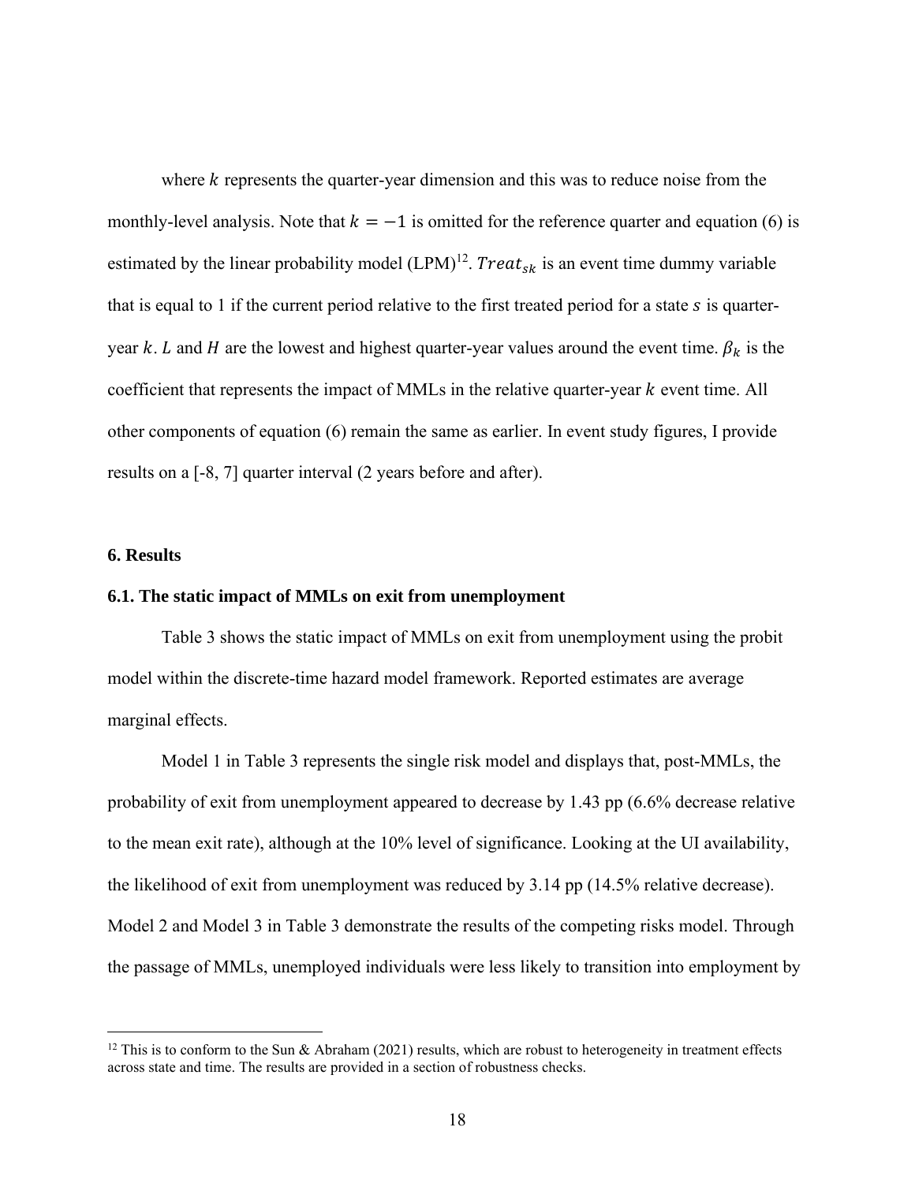where $k$ represents the quarter-year dimension and this was to reduce noise from the monthly-level analysis. Note that $k = -1$ is omitted for the reference quarter and equation (6) is estimated by the linear probability model (LPM)[12]. $Treat_{sk}$ is an event time dummy variable that is equal to 1 if the current period relative to the first treated period for a state $s$ is quarter-year $k$. $L$ and $H$ are the lowest and highest quarter-year values around the event time. $\beta_k$ is the coefficient that represents the impact of MMLs in the relative quarter-year $k$ event time. All other components of equation (6) remain the same as earlier. In event study figures, I provide results on a [-8, 7] quarter interval (2 years before and after).

## 6. Results

### 6.1. The static impact of MMLs on exit from unemployment

Table 3 shows the static impact of MMLs on exit from unemployment using the probit model within the discrete-time hazard model framework. Reported estimates are average marginal effects.

Model 1 in Table 3 represents the single risk model and displays that, post-MMLs, the probability of exit from unemployment appeared to decrease by 1.43 pp (6.6% decrease relative to the mean exit rate), although at the 10% level of significance. Looking at the UI availability, the likelihood of exit from unemployment was reduced by 3.14 pp (14.5% relative decrease). Model 2 and Model 3 in Table 3 demonstrate the results of the competing risks model. Through the passage of MMLs, unemployed individuals were less likely to transition into employment by

[12] This is to conform to the Sun & Abraham (2021) results, which are robust to heterogeneity in treatment effects across state and time. The results are provided in a section of robustness checks.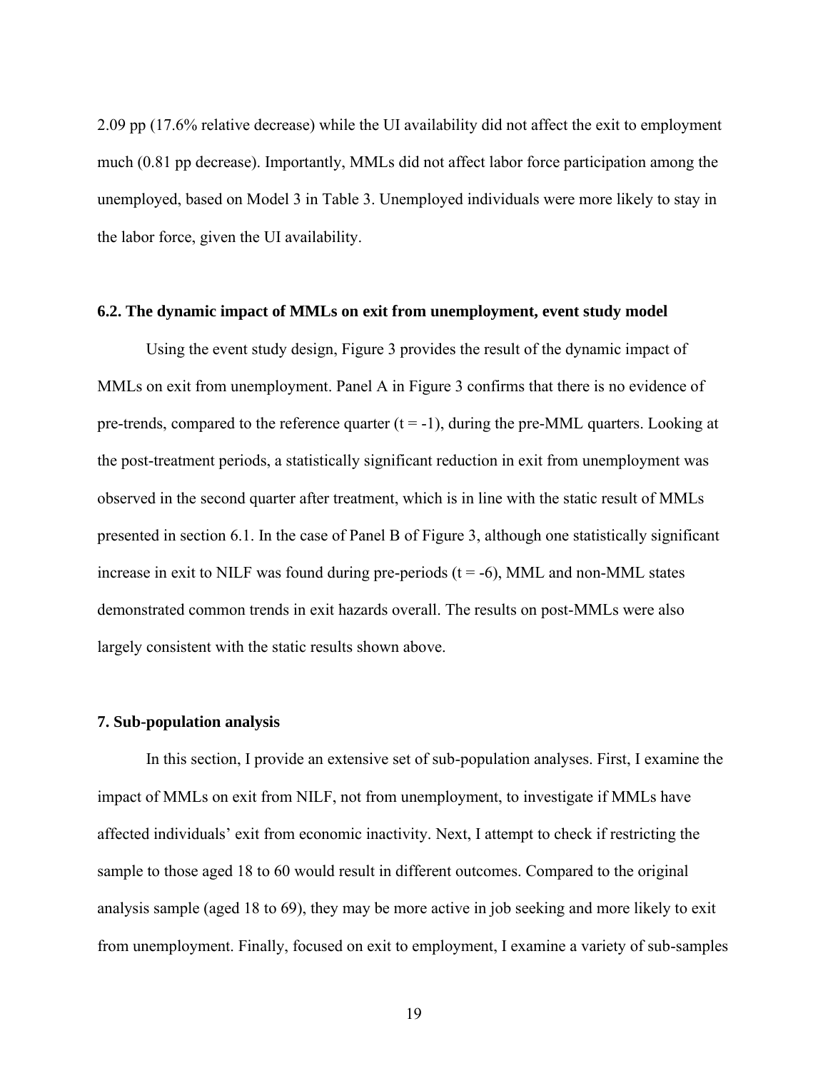2.09 pp (17.6% relative decrease) while the UI availability did not affect the exit to employment much (0.81 pp decrease). Importantly, MMLs did not affect labor force participation among the unemployed, based on Model 3 in Table 3. Unemployed individuals were more likely to stay in the labor force, given the UI availability.

### 6.2. The dynamic impact of MMLs on exit from unemployment, event study model

Using the event study design, Figure 3 provides the result of the dynamic impact of MMLs on exit from unemployment. Panel A in Figure 3 confirms that there is no evidence of pre-trends, compared to the reference quarter ($t = -1$), during the pre-MML quarters. Looking at the post-treatment periods, a statistically significant reduction in exit from unemployment was observed in the second quarter after treatment, which is in line with the static result of MMLs presented in section 6.1. In the case of Panel B of Figure 3, although one statistically significant increase in exit to NILF was found during pre-periods ($t = -6$), MML and non-MML states demonstrated common trends in exit hazards overall. The results on post-MMLs were also largely consistent with the static results shown above.

## 7. Sub-population analysis

In this section, I provide an extensive set of sub-population analyses. First, I examine the impact of MMLs on exit from NILF, not from unemployment, to investigate if MMLs have affected individuals' exit from economic inactivity. Next, I attempt to check if restricting the sample to those aged 18 to 60 would result in different outcomes. Compared to the original analysis sample (aged 18 to 69), they may be more active in job seeking and more likely to exit from unemployment. Finally, focused on exit to employment, I examine a variety of sub-samples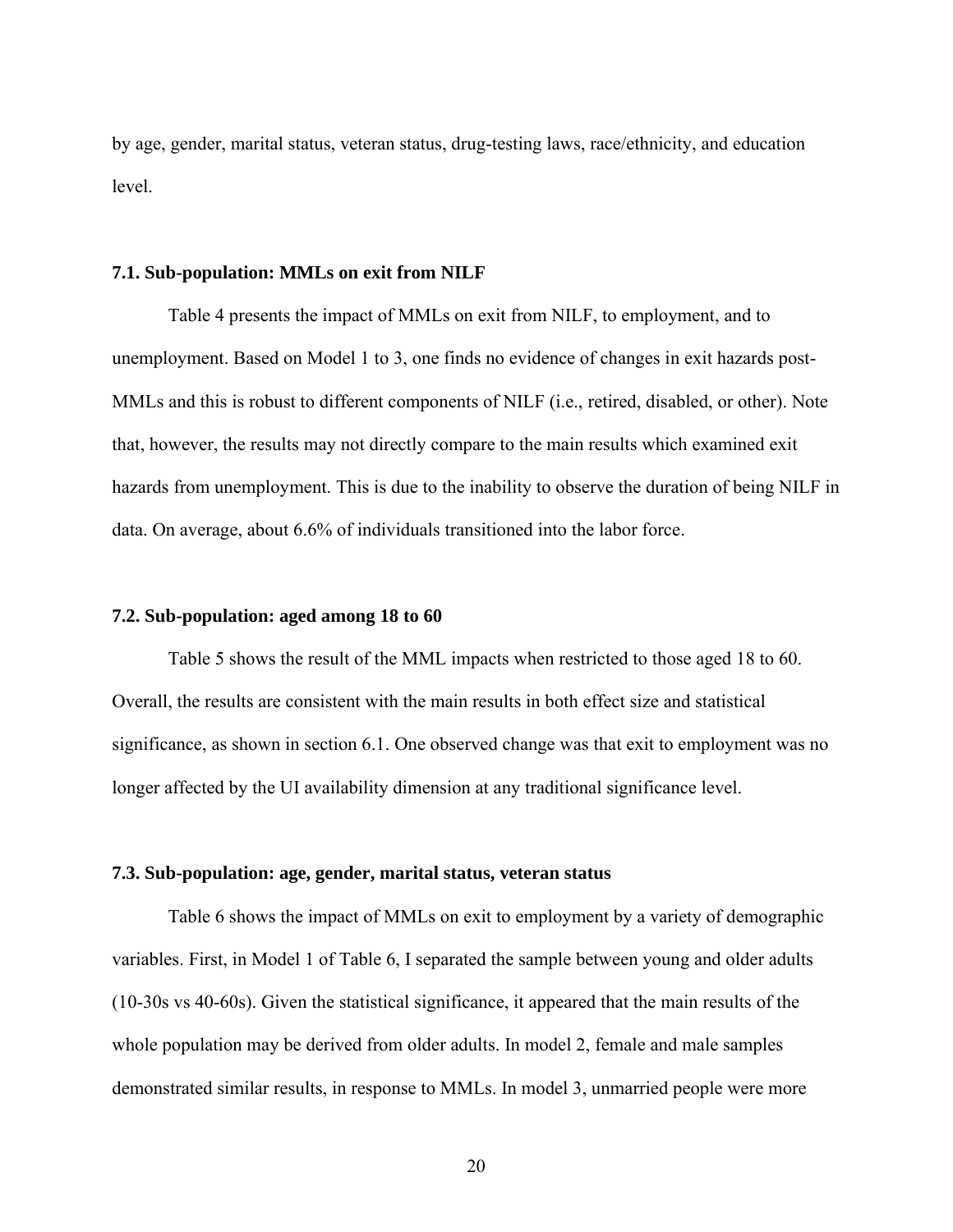by age, gender, marital status, veteran status, drug-testing laws, race/ethnicity, and education level.

### 7.1. Sub-population: MMLs on exit from NILF

Table 4 presents the impact of MMLs on exit from NILF, to employment, and to unemployment. Based on Model 1 to 3, one finds no evidence of changes in exit hazards post-MMLs and this is robust to different components of NILF (i.e., retired, disabled, or other). Note that, however, the results may not directly compare to the main results which examined exit hazards from unemployment. This is due to the inability to observe the duration of being NILF in data. On average, about 6.6% of individuals transitioned into the labor force.

### 7.2. Sub-population: aged among 18 to 60

Table 5 shows the result of the MML impacts when restricted to those aged 18 to 60. Overall, the results are consistent with the main results in both effect size and statistical significance, as shown in section 6.1. One observed change was that exit to employment was no longer affected by the UI availability dimension at any traditional significance level.

### 7.3. Sub-population: age, gender, marital status, veteran status

Table 6 shows the impact of MMLs on exit to employment by a variety of demographic variables. First, in Model 1 of Table 6, I separated the sample between young and older adults (10-30s vs 40-60s). Given the statistical significance, it appeared that the main results of the whole population may be derived from older adults. In model 2, female and male samples demonstrated similar results, in response to MMLs. In model 3, unmarried people were more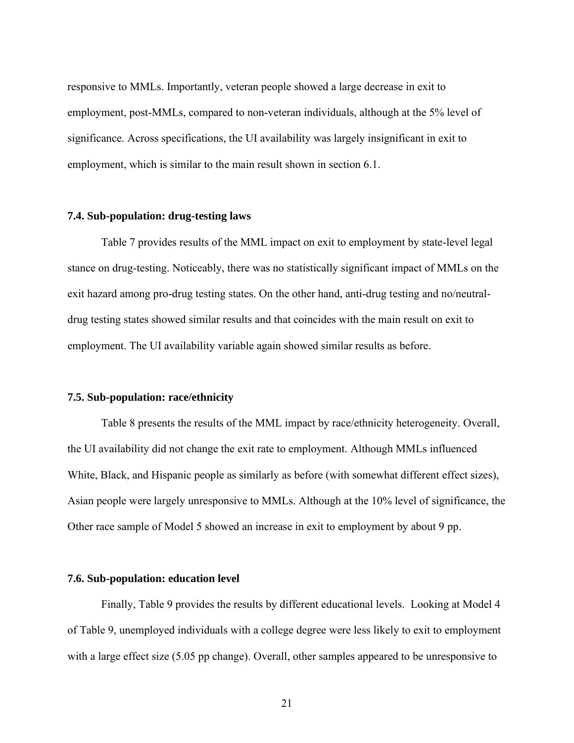responsive to MMLs. Importantly, veteran people showed a large decrease in exit to employment, post-MMLs, compared to non-veteran individuals, although at the 5% level of significance. Across specifications, the UI availability was largely insignificant in exit to employment, which is similar to the main result shown in section 6.1.

### 7.4. Sub-population: drug-testing laws

Table 7 provides results of the MML impact on exit to employment by state-level legal stance on drug-testing. Noticeably, there was no statistically significant impact of MMLs on the exit hazard among pro-drug testing states. On the other hand, anti-drug testing and no/neutral-drug testing states showed similar results and that coincides with the main result on exit to employment. The UI availability variable again showed similar results as before.

### 7.5. Sub-population: race/ethnicity

Table 8 presents the results of the MML impact by race/ethnicity heterogeneity. Overall, the UI availability did not change the exit rate to employment. Although MMLs influenced White, Black, and Hispanic people as similarly as before (with somewhat different effect sizes), Asian people were largely unresponsive to MMLs. Although at the 10% level of significance, the Other race sample of Model 5 showed an increase in exit to employment by about 9 pp.

### 7.6. Sub-population: education level

Finally, Table 9 provides the results by different educational levels. Looking at Model 4 of Table 9, unemployed individuals with a college degree were less likely to exit to employment with a large effect size (5.05 pp change). Overall, other samples appeared to be unresponsive to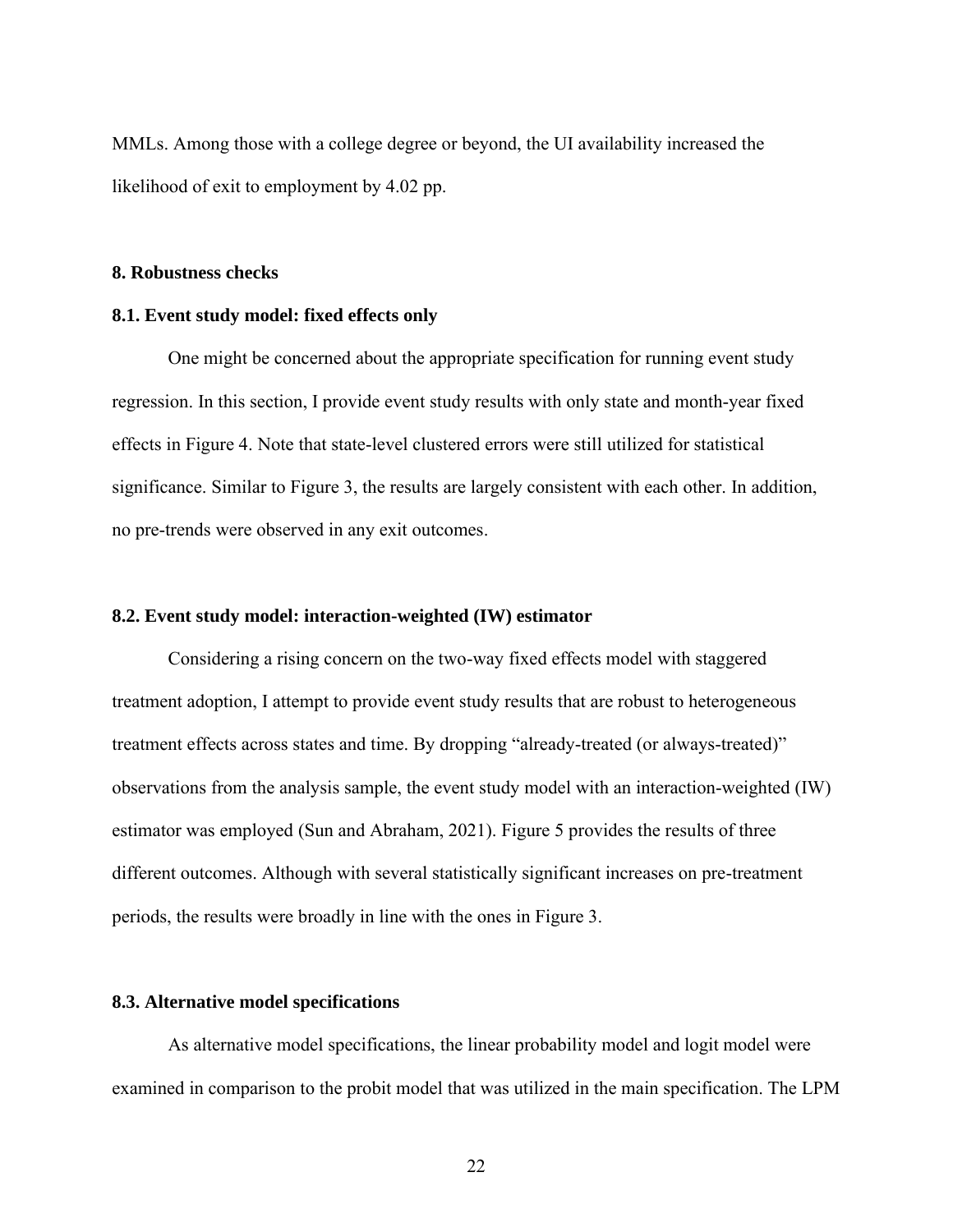MMLs. Among those with a college degree or beyond, the UI availability increased the likelihood of exit to employment by 4.02 pp.

## 8. Robustness checks

### 8.1. Event study model: fixed effects only

One might be concerned about the appropriate specification for running event study regression. In this section, I provide event study results with only state and month-year fixed effects in Figure 4. Note that state-level clustered errors were still utilized for statistical significance. Similar to Figure 3, the results are largely consistent with each other. In addition, no pre-trends were observed in any exit outcomes.

### 8.2. Event study model: interaction-weighted (IW) estimator

Considering a rising concern on the two-way fixed effects model with staggered treatment adoption, I attempt to provide event study results that are robust to heterogeneous treatment effects across states and time. By dropping "already-treated (or always-treated)" observations from the analysis sample, the event study model with an interaction-weighted (IW) estimator was employed (Sun and Abraham, 2021). Figure 5 provides the results of three different outcomes. Although with several statistically significant increases on pre-treatment periods, the results were broadly in line with the ones in Figure 3.

### 8.3. Alternative model specifications

As alternative model specifications, the linear probability model and logit model were examined in comparison to the probit model that was utilized in the main specification. The LPM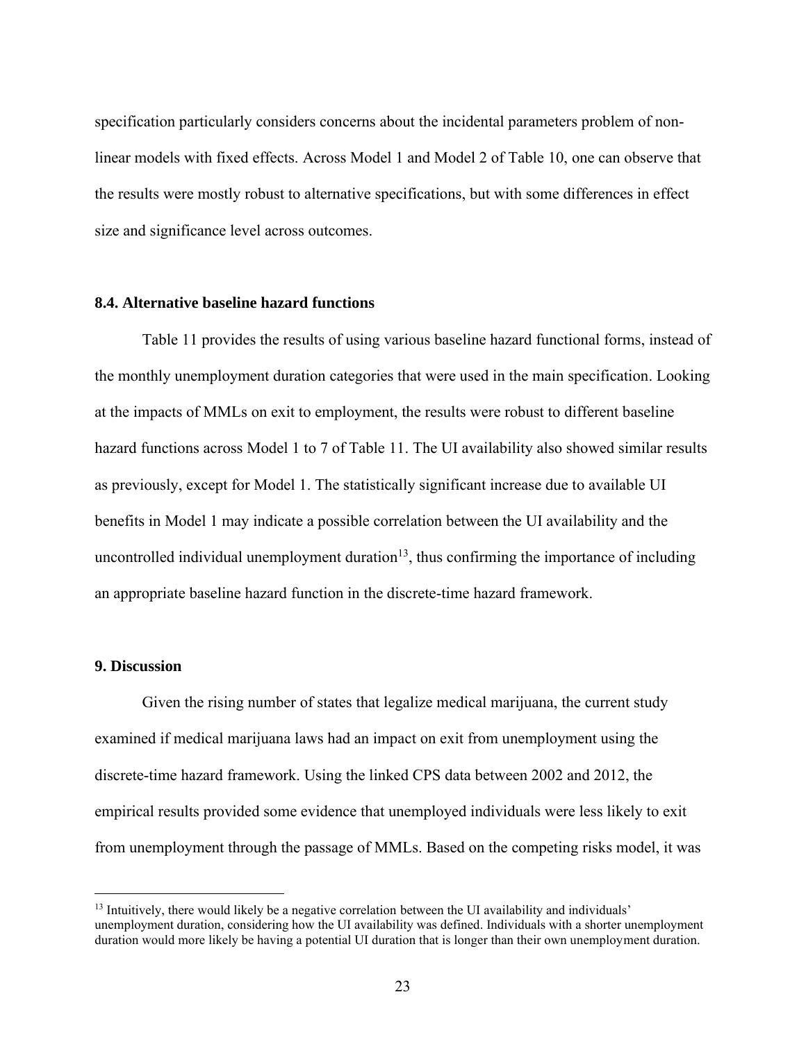specification particularly considers concerns about the incidental parameters problem of non-linear models with fixed effects. Across Model 1 and Model 2 of Table 10, one can observe that the results were mostly robust to alternative specifications, but with some differences in effect size and significance level across outcomes.

### 8.4. Alternative baseline hazard functions

Table 11 provides the results of using various baseline hazard functional forms, instead of the monthly unemployment duration categories that were used in the main specification. Looking at the impacts of MMLs on exit to employment, the results were robust to different baseline hazard functions across Model 1 to 7 of Table 11. The UI availability also showed similar results as previously, except for Model 1. The statistically significant increase due to available UI benefits in Model 1 may indicate a possible correlation between the UI availability and the uncontrolled individual unemployment duration[13], thus confirming the importance of including an appropriate baseline hazard function in the discrete-time hazard framework.

## 9. Discussion

Given the rising number of states that legalize medical marijuana, the current study examined if medical marijuana laws had an impact on exit from unemployment using the discrete-time hazard framework. Using the linked CPS data between 2002 and 2012, the empirical results provided some evidence that unemployed individuals were less likely to exit from unemployment through the passage of MMLs. Based on the competing risks model, it was

[13] Intuitively, there would likely be a negative correlation between the UI availability and individuals' unemployment duration, considering how the UI availability was defined. Individuals with a shorter unemployment duration would more likely be having a potential UI duration that is longer than their own unemployment duration.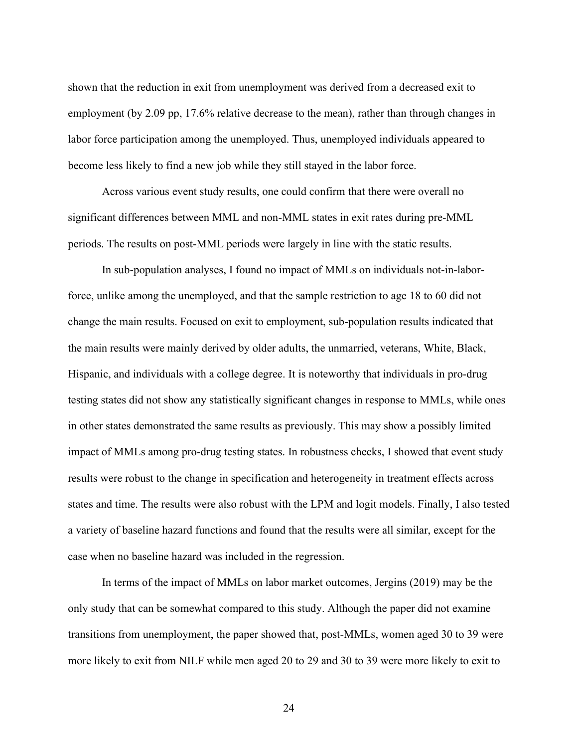shown that the reduction in exit from unemployment was derived from a decreased exit to employment (by 2.09 pp, 17.6% relative decrease to the mean), rather than through changes in labor force participation among the unemployed. Thus, unemployed individuals appeared to become less likely to find a new job while they still stayed in the labor force.

Across various event study results, one could confirm that there were overall no significant differences between MML and non-MML states in exit rates during pre-MML periods. The results on post-MML periods were largely in line with the static results.

In sub-population analyses, I found no impact of MMLs on individuals not-in-labor-force, unlike among the unemployed, and that the sample restriction to age 18 to 60 did not change the main results. Focused on exit to employment, sub-population results indicated that the main results were mainly derived by older adults, the unmarried, veterans, White, Black, Hispanic, and individuals with a college degree. It is noteworthy that individuals in pro-drug testing states did not show any statistically significant changes in response to MMLs, while ones in other states demonstrated the same results as previously. This may show a possibly limited impact of MMLs among pro-drug testing states. In robustness checks, I showed that event study results were robust to the change in specification and heterogeneity in treatment effects across states and time. The results were also robust with the LPM and logit models. Finally, I also tested a variety of baseline hazard functions and found that the results were all similar, except for the case when no baseline hazard was included in the regression.

In terms of the impact of MMLs on labor market outcomes, Jergins (2019) may be the only study that can be somewhat compared to this study. Although the paper did not examine transitions from unemployment, the paper showed that, post-MMLs, women aged 30 to 39 were more likely to exit from NILF while men aged 20 to 29 and 30 to 39 were more likely to exit to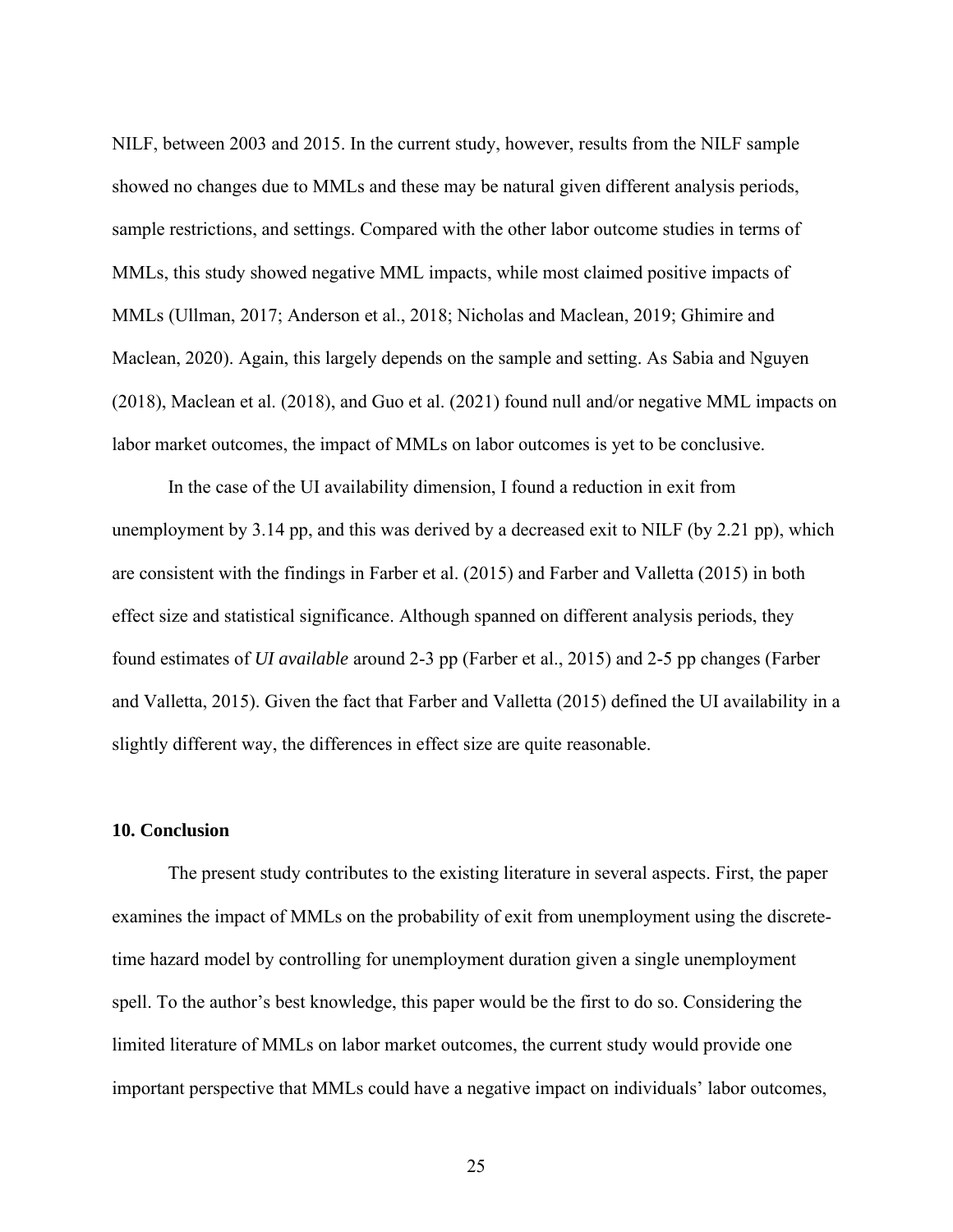NILF, between 2003 and 2015. In the current study, however, results from the NILF sample showed no changes due to MMLs and these may be natural given different analysis periods, sample restrictions, and settings. Compared with the other labor outcome studies in terms of MMLs, this study showed negative MML impacts, while most claimed positive impacts of MMLs (Ullman, 2017; Anderson et al., 2018; Nicholas and Maclean, 2019; Ghimire and Maclean, 2020). Again, this largely depends on the sample and setting. As Sabia and Nguyen (2018), Maclean et al. (2018), and Guo et al. (2021) found null and/or negative MML impacts on labor market outcomes, the impact of MMLs on labor outcomes is yet to be conclusive.

In the case of the UI availability dimension, I found a reduction in exit from unemployment by 3.14 pp, and this was derived by a decreased exit to NILF (by 2.21 pp), which are consistent with the findings in Farber et al. (2015) and Farber and Valletta (2015) in both effect size and statistical significance. Although spanned on different analysis periods, they found estimates of *UI available* around 2-3 pp (Farber et al., 2015) and 2-5 pp changes (Farber and Valletta, 2015). Given the fact that Farber and Valletta (2015) defined the UI availability in a slightly different way, the differences in effect size are quite reasonable.

## 10. Conclusion

The present study contributes to the existing literature in several aspects. First, the paper examines the impact of MMLs on the probability of exit from unemployment using the discrete-time hazard model by controlling for unemployment duration given a single unemployment spell. To the author's best knowledge, this paper would be the first to do so. Considering the limited literature of MMLs on labor market outcomes, the current study would provide one important perspective that MMLs could have a negative impact on individuals' labor outcomes,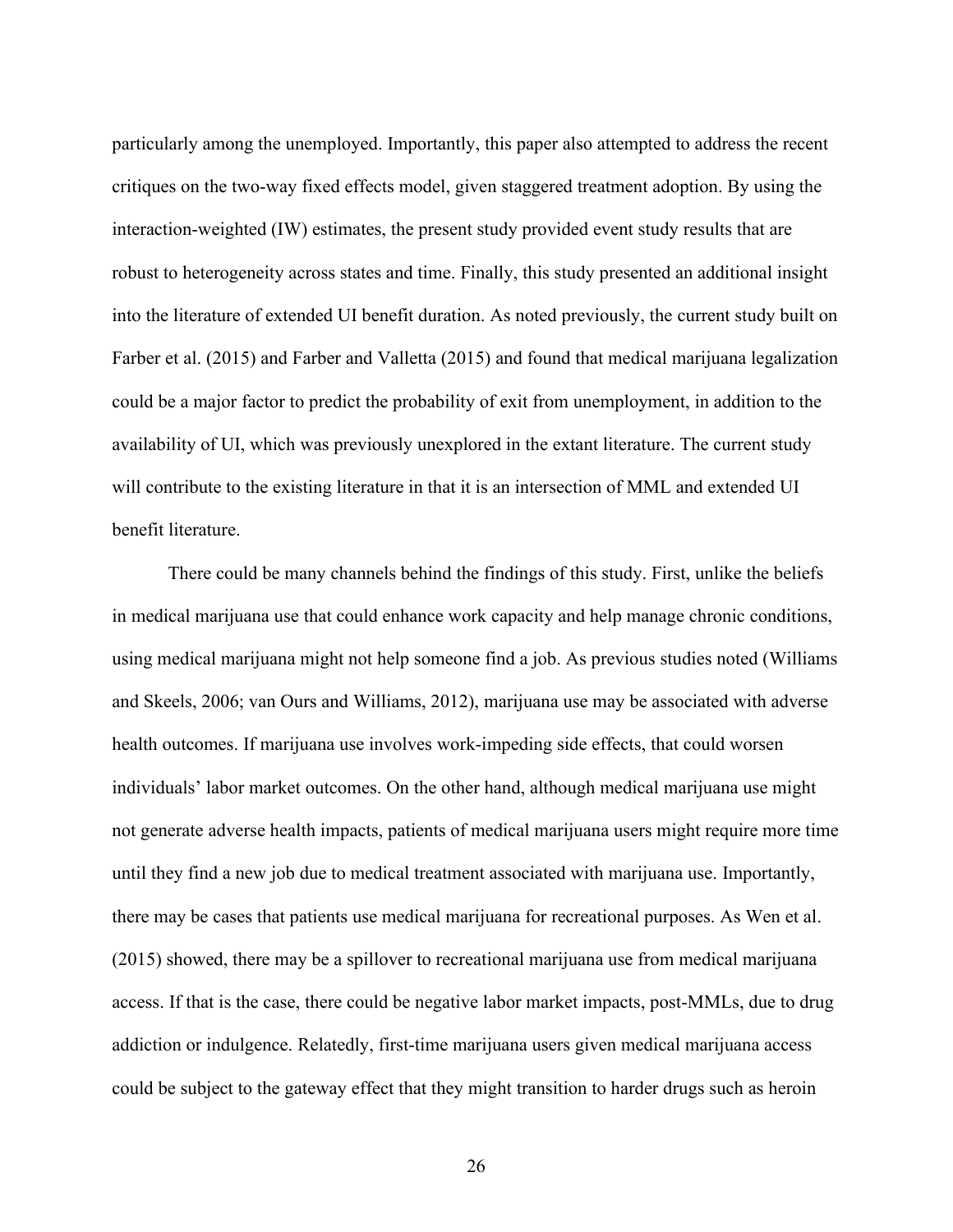particularly among the unemployed. Importantly, this paper also attempted to address the recent critiques on the two-way fixed effects model, given staggered treatment adoption. By using the interaction-weighted (IW) estimates, the present study provided event study results that are robust to heterogeneity across states and time. Finally, this study presented an additional insight into the literature of extended UI benefit duration. As noted previously, the current study built on Farber et al. (2015) and Farber and Valletta (2015) and found that medical marijuana legalization could be a major factor to predict the probability of exit from unemployment, in addition to the availability of UI, which was previously unexplored in the extant literature. The current study will contribute to the existing literature in that it is an intersection of MML and extended UI benefit literature.

There could be many channels behind the findings of this study. First, unlike the beliefs in medical marijuana use that could enhance work capacity and help manage chronic conditions, using medical marijuana might not help someone find a job. As previous studies noted (Williams and Skeels, 2006; van Ours and Williams, 2012), marijuana use may be associated with adverse health outcomes. If marijuana use involves work-impeding side effects, that could worsen individuals' labor market outcomes. On the other hand, although medical marijuana use might not generate adverse health impacts, patients of medical marijuana users might require more time until they find a new job due to medical treatment associated with marijuana use. Importantly, there may be cases that patients use medical marijuana for recreational purposes. As Wen et al. (2015) showed, there may be a spillover to recreational marijuana use from medical marijuana access. If that is the case, there could be negative labor market impacts, post-MMLs, due to drug addiction or indulgence. Relatedly, first-time marijuana users given medical marijuana access could be subject to the gateway effect that they might transition to harder drugs such as heroin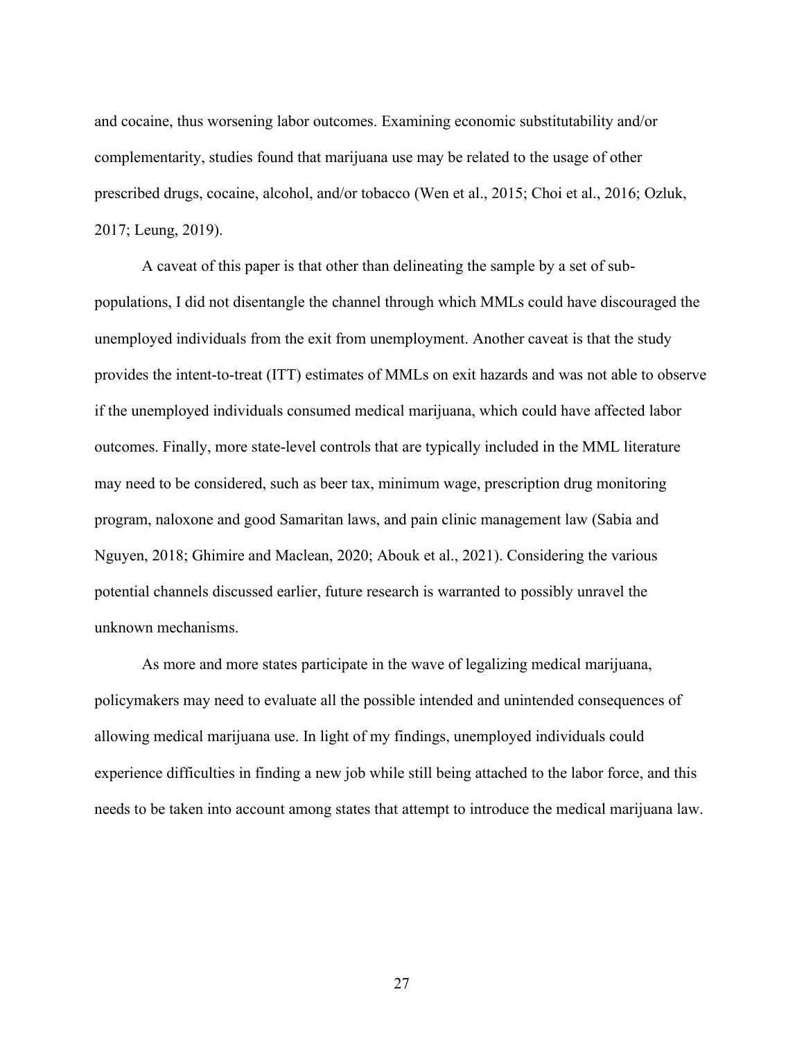and cocaine, thus worsening labor outcomes. Examining economic substitutability and/or complementarity, studies found that marijuana use may be related to the usage of other prescribed drugs, cocaine, alcohol, and/or tobacco (Wen et al., 2015; Choi et al., 2016; Ozluk, 2017; Leung, 2019).

A caveat of this paper is that other than delineating the sample by a set of sub-populations, I did not disentangle the channel through which MMLs could have discouraged the unemployed individuals from the exit from unemployment. Another caveat is that the study provides the intent-to-treat (ITT) estimates of MMLs on exit hazards and was not able to observe if the unemployed individuals consumed medical marijuana, which could have affected labor outcomes. Finally, more state-level controls that are typically included in the MML literature may need to be considered, such as beer tax, minimum wage, prescription drug monitoring program, naloxone and good Samaritan laws, and pain clinic management law (Sabia and Nguyen, 2018; Ghimire and Maclean, 2020; Abouk et al., 2021). Considering the various potential channels discussed earlier, future research is warranted to possibly unravel the unknown mechanisms.

As more and more states participate in the wave of legalizing medical marijuana, policymakers may need to evaluate all the possible intended and unintended consequences of allowing medical marijuana use. In light of my findings, unemployed individuals could experience difficulties in finding a new job while still being attached to the labor force, and this needs to be taken into account among states that attempt to introduce the medical marijuana law.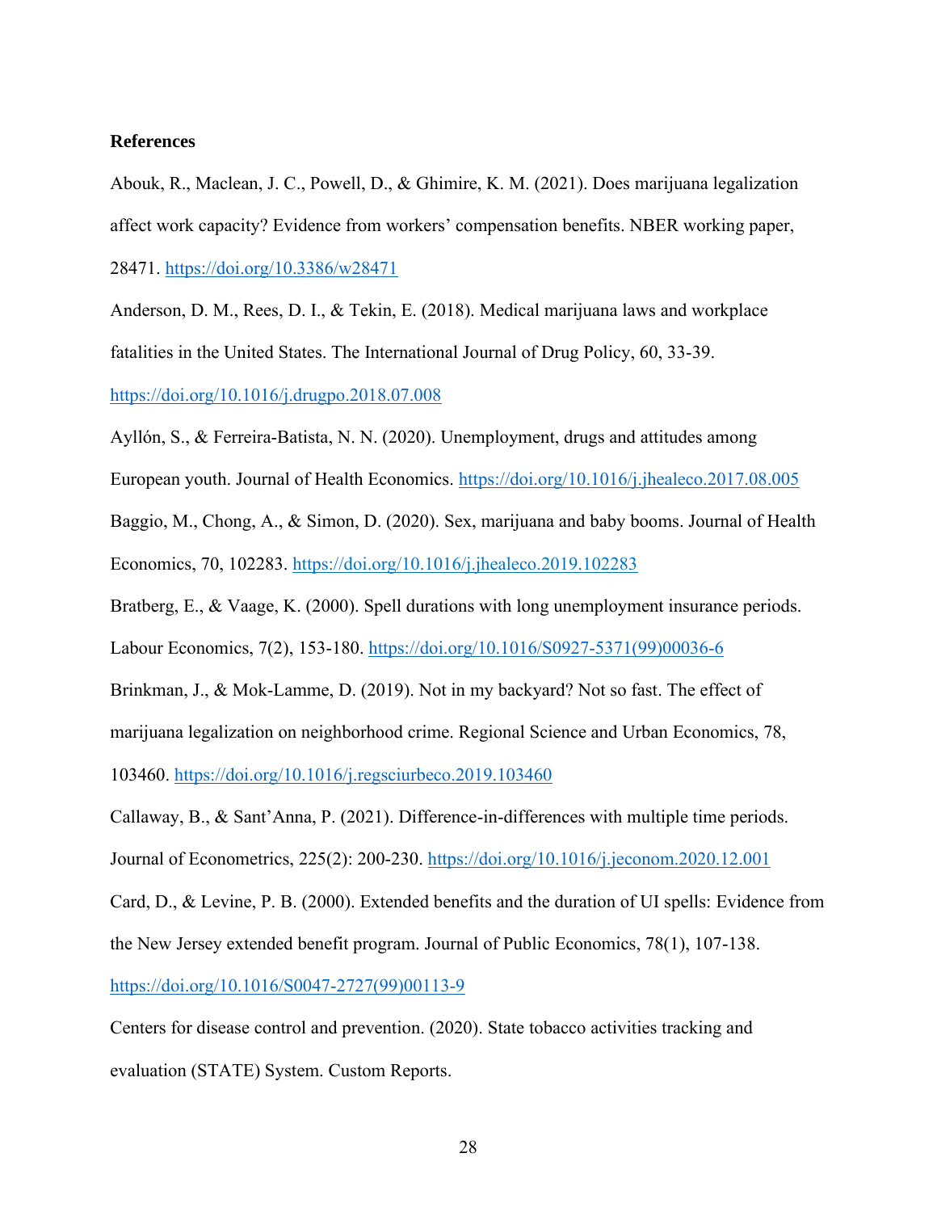**References**

Abouk, R., Maclean, J. C., Powell, D., & Ghimire, K. M. (2021). Does marijuana legalization affect work capacity? Evidence from workers' compensation benefits. NBER working paper, 28471. https://doi.org/10.3386/w28471

Anderson, D. M., Rees, D. I., & Tekin, E. (2018). Medical marijuana laws and workplace fatalities in the United States. The International Journal of Drug Policy, 60, 33-39. https://doi.org/10.1016/j.drugpo.2018.07.008

Ayllón, S., & Ferreira-Batista, N. N. (2020). Unemployment, drugs and attitudes among European youth. Journal of Health Economics. https://doi.org/10.1016/j.jhealeco.2017.08.005

Baggio, M., Chong, A., & Simon, D. (2020). Sex, marijuana and baby booms. Journal of Health Economics, 70, 102283. https://doi.org/10.1016/j.jhealeco.2019.102283

Bratberg, E., & Vaage, K. (2000). Spell durations with long unemployment insurance periods. Labour Economics, 7(2), 153-180. https://doi.org/10.1016/S0927-5371(99)00036-6

Brinkman, J., & Mok-Lamme, D. (2019). Not in my backyard? Not so fast. The effect of marijuana legalization on neighborhood crime. Regional Science and Urban Economics, 78, 103460. https://doi.org/10.1016/j.regsciurbeco.2019.103460

Callaway, B., & Sant'Anna, P. (2021). Difference-in-differences with multiple time periods. Journal of Econometrics, 225(2): 200-230. https://doi.org/10.1016/j.jeconom.2020.12.001

Card, D., & Levine, P. B. (2000). Extended benefits and the duration of UI spells: Evidence from the New Jersey extended benefit program. Journal of Public Economics, 78(1), 107-138. https://doi.org/10.1016/S0047-2727(99)00113-9

Centers for disease control and prevention. (2020). State tobacco activities tracking and evaluation (STATE) System. Custom Reports.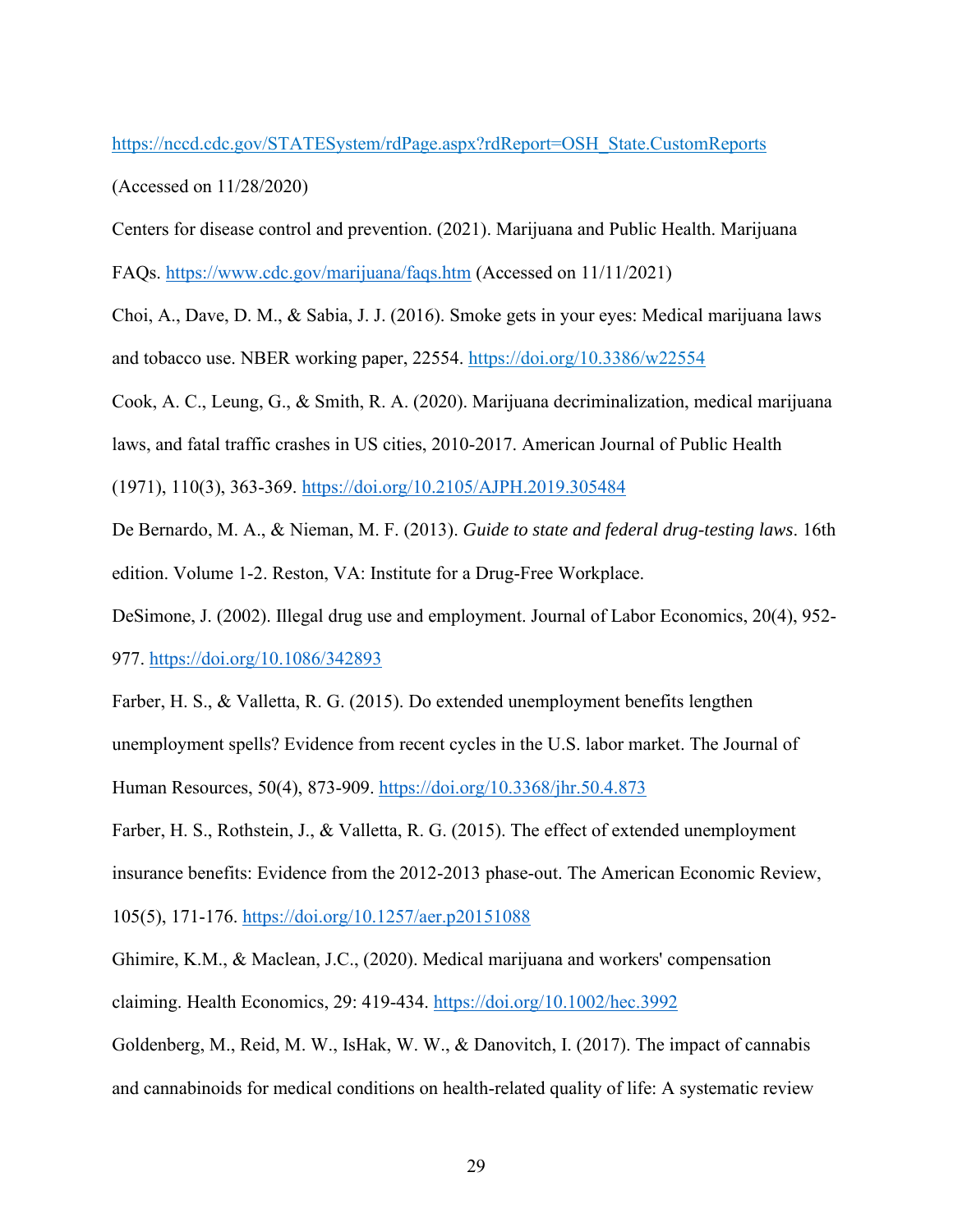https://nccd.cdc.gov/STATESystem/rdPage.aspx?rdReport=OSH_State.CustomReports (Accessed on 11/28/2020)

Centers for disease control and prevention. (2021). Marijuana and Public Health. Marijuana FAQs. https://www.cdc.gov/marijuana/faqs.htm (Accessed on 11/11/2021)

Choi, A., Dave, D. M., & Sabia, J. J. (2016). Smoke gets in your eyes: Medical marijuana laws and tobacco use. NBER working paper, 22554. https://doi.org/10.3386/w22554

Cook, A. C., Leung, G., & Smith, R. A. (2020). Marijuana decriminalization, medical marijuana laws, and fatal traffic crashes in US cities, 2010-2017. American Journal of Public Health (1971), 110(3), 363-369. https://doi.org/10.2105/AJPH.2019.305484

De Bernardo, M. A., & Nieman, M. F. (2013). *Guide to state and federal drug-testing laws*. 16th edition. Volume 1-2. Reston, VA: Institute for a Drug-Free Workplace.

DeSimone, J. (2002). Illegal drug use and employment. Journal of Labor Economics, 20(4), 952-977. https://doi.org/10.1086/342893

Farber, H. S., & Valletta, R. G. (2015). Do extended unemployment benefits lengthen unemployment spells? Evidence from recent cycles in the U.S. labor market. The Journal of Human Resources, 50(4), 873-909. https://doi.org/10.3368/jhr.50.4.873

Farber, H. S., Rothstein, J., & Valletta, R. G. (2015). The effect of extended unemployment insurance benefits: Evidence from the 2012-2013 phase-out. The American Economic Review, 105(5), 171-176. https://doi.org/10.1257/aer.p20151088

Ghimire, K.M., & Maclean, J.C., (2020). Medical marijuana and workers' compensation claiming. Health Economics, 29: 419-434. https://doi.org/10.1002/hec.3992

Goldenberg, M., Reid, M. W., IsHak, W. W., & Danovitch, I. (2017). The impact of cannabis and cannabinoids for medical conditions on health-related quality of life: A systematic review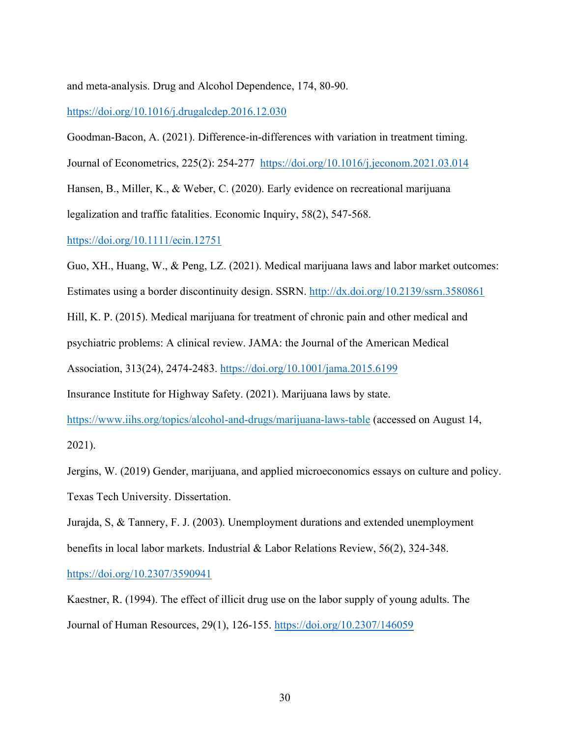and meta-analysis. Drug and Alcohol Dependence, 174, 80-90. https://doi.org/10.1016/j.drugalcdep.2016.12.030

Goodman-Bacon, A. (2021). Difference-in-differences with variation in treatment timing. Journal of Econometrics, 225(2): 254-277 https://doi.org/10.1016/j.jeconom.2021.03.014

Hansen, B., Miller, K., & Weber, C. (2020). Early evidence on recreational marijuana legalization and traffic fatalities. Economic Inquiry, 58(2), 547-568. https://doi.org/10.1111/ecin.12751

Guo, XH., Huang, W., & Peng, LZ. (2021). Medical marijuana laws and labor market outcomes: Estimates using a border discontinuity design. SSRN. http://dx.doi.org/10.2139/ssrn.3580861

Hill, K. P. (2015). Medical marijuana for treatment of chronic pain and other medical and psychiatric problems: A clinical review. JAMA: the Journal of the American Medical Association, 313(24), 2474-2483. https://doi.org/10.1001/jama.2015.6199

Insurance Institute for Highway Safety. (2021). Marijuana laws by state. https://www.iihs.org/topics/alcohol-and-drugs/marijuana-laws-table (accessed on August 14, 2021).

Jergins, W. (2019) Gender, marijuana, and applied microeconomics essays on culture and policy. Texas Tech University. Dissertation.

Jurajda, S, & Tannery, F. J. (2003). Unemployment durations and extended unemployment benefits in local labor markets. Industrial & Labor Relations Review, 56(2), 324-348. https://doi.org/10.2307/3590941

Kaestner, R. (1994). The effect of illicit drug use on the labor supply of young adults. The Journal of Human Resources, 29(1), 126-155. https://doi.org/10.2307/146059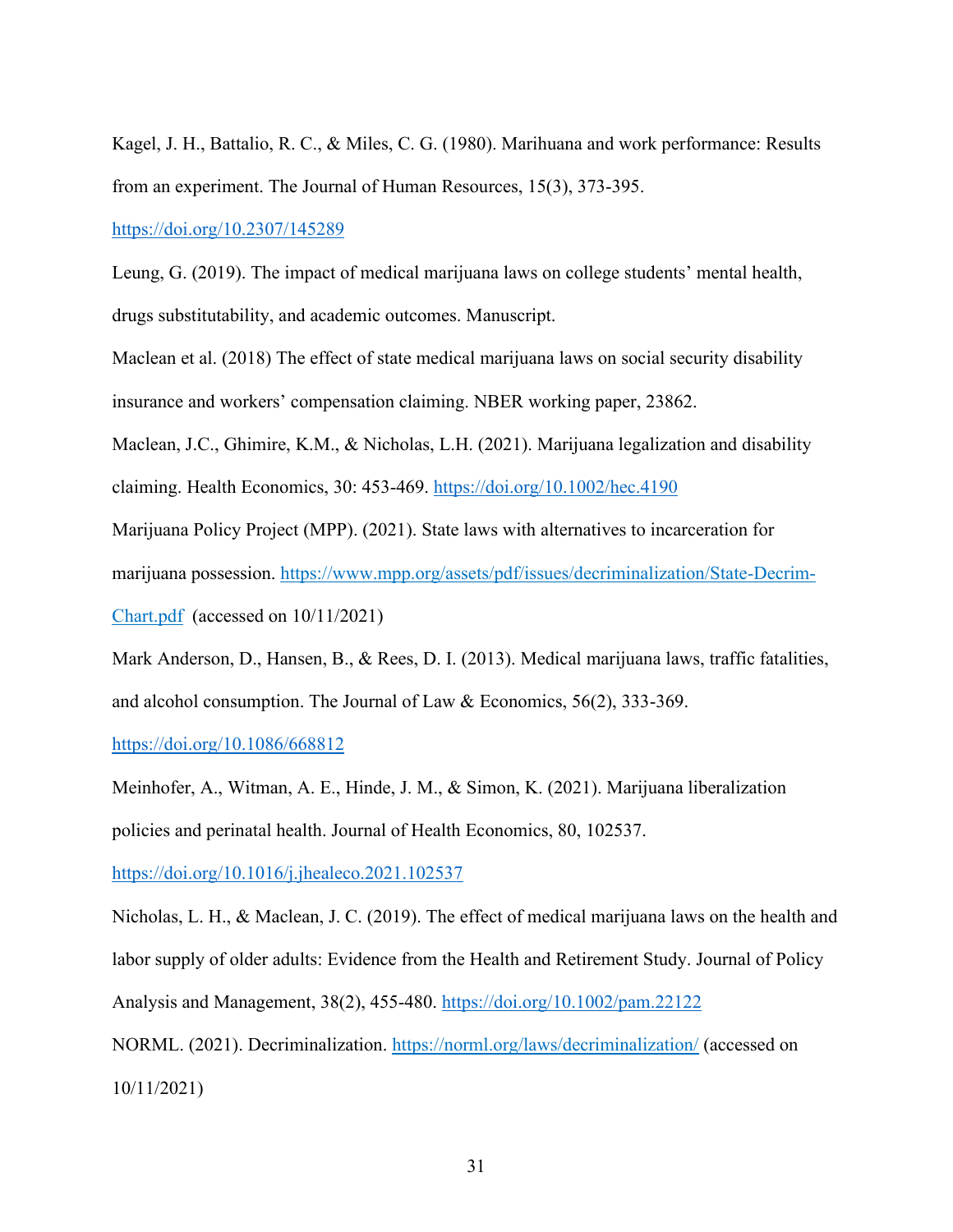Kagel, J. H., Battalio, R. C., & Miles, C. G. (1980). Marihuana and work performance: Results from an experiment. The Journal of Human Resources, 15(3), 373-395. https://doi.org/10.2307/145289

Leung, G. (2019). The impact of medical marijuana laws on college students' mental health, drugs substitutability, and academic outcomes. Manuscript.

Maclean et al. (2018) The effect of state medical marijuana laws on social security disability insurance and workers' compensation claiming. NBER working paper, 23862.

Maclean, J.C., Ghimire, K.M., & Nicholas, L.H. (2021). Marijuana legalization and disability claiming. Health Economics, 30: 453-469. https://doi.org/10.1002/hec.4190

Marijuana Policy Project (MPP). (2021). State laws with alternatives to incarceration for marijuana possession. https://www.mpp.org/assets/pdf/issues/decriminalization/State-Decrim-Chart.pdf (accessed on 10/11/2021)

Mark Anderson, D., Hansen, B., & Rees, D. I. (2013). Medical marijuana laws, traffic fatalities, and alcohol consumption. The Journal of Law & Economics, 56(2), 333-369. https://doi.org/10.1086/668812

Meinhofer, A., Witman, A. E., Hinde, J. M., & Simon, K. (2021). Marijuana liberalization policies and perinatal health. Journal of Health Economics, 80, 102537. https://doi.org/10.1016/j.jhealeco.2021.102537

Nicholas, L. H., & Maclean, J. C. (2019). The effect of medical marijuana laws on the health and labor supply of older adults: Evidence from the Health and Retirement Study. Journal of Policy Analysis and Management, 38(2), 455-480. https://doi.org/10.1002/pam.22122

NORML. (2021). Decriminalization. https://norml.org/laws/decriminalization/ (accessed on 10/11/2021)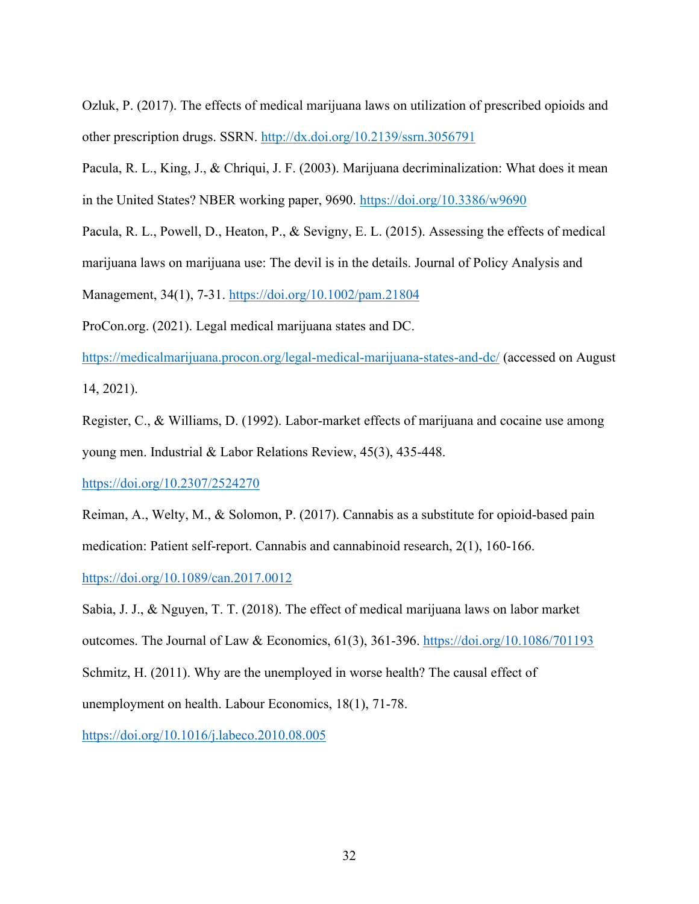Ozluk, P. (2017). The effects of medical marijuana laws on utilization of prescribed opioids and other prescription drugs. SSRN. http://dx.doi.org/10.2139/ssrn.3056791

Pacula, R. L., King, J., & Chriqui, J. F. (2003). Marijuana decriminalization: What does it mean in the United States? NBER working paper, 9690. https://doi.org/10.3386/w9690

Pacula, R. L., Powell, D., Heaton, P., & Sevigny, E. L. (2015). Assessing the effects of medical marijuana laws on marijuana use: The devil is in the details. Journal of Policy Analysis and Management, 34(1), 7-31. https://doi.org/10.1002/pam.21804

ProCon.org. (2021). Legal medical marijuana states and DC. https://medicalmarijuana.procon.org/legal-medical-marijuana-states-and-dc/ (accessed on August 14, 2021).

Register, C., & Williams, D. (1992). Labor-market effects of marijuana and cocaine use among young men. Industrial & Labor Relations Review, 45(3), 435-448. https://doi.org/10.2307/2524270

Reiman, A., Welty, M., & Solomon, P. (2017). Cannabis as a substitute for opioid-based pain medication: Patient self-report. Cannabis and cannabinoid research, 2(1), 160-166. https://doi.org/10.1089/can.2017.0012

Sabia, J. J., & Nguyen, T. T. (2018). The effect of medical marijuana laws on labor market outcomes. The Journal of Law & Economics, 61(3), 361-396. https://doi.org/10.1086/701193

Schmitz, H. (2011). Why are the unemployed in worse health? The causal effect of unemployment on health. Labour Economics, 18(1), 71-78. https://doi.org/10.1016/j.labeco.2010.08.005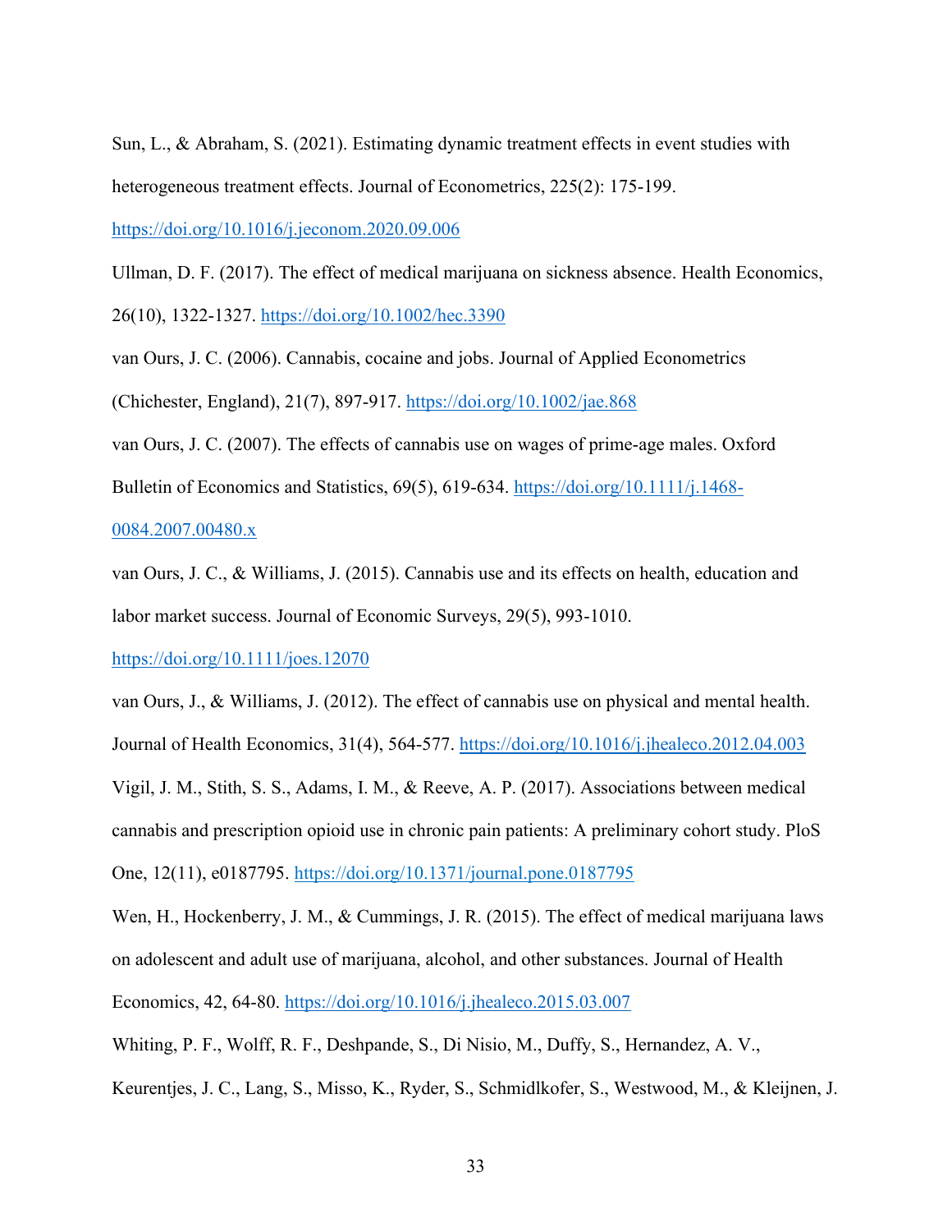Sun, L., & Abraham, S. (2021). Estimating dynamic treatment effects in event studies with heterogeneous treatment effects. Journal of Econometrics, 225(2): 175-199. https://doi.org/10.1016/j.jeconom.2020.09.006

Ullman, D. F. (2017). The effect of medical marijuana on sickness absence. Health Economics, 26(10), 1322-1327. https://doi.org/10.1002/hec.3390

van Ours, J. C. (2006). Cannabis, cocaine and jobs. Journal of Applied Econometrics (Chichester, England), 21(7), 897-917. https://doi.org/10.1002/jae.868

van Ours, J. C. (2007). The effects of cannabis use on wages of prime-age males. Oxford Bulletin of Economics and Statistics, 69(5), 619-634. https://doi.org/10.1111/j.1468-0084.2007.00480.x

van Ours, J. C., & Williams, J. (2015). Cannabis use and its effects on health, education and labor market success. Journal of Economic Surveys, 29(5), 993-1010. https://doi.org/10.1111/joes.12070

van Ours, J., & Williams, J. (2012). The effect of cannabis use on physical and mental health. Journal of Health Economics, 31(4), 564-577. https://doi.org/10.1016/j.jhealeco.2012.04.003

Vigil, J. M., Stith, S. S., Adams, I. M., & Reeve, A. P. (2017). Associations between medical cannabis and prescription opioid use in chronic pain patients: A preliminary cohort study. PloS One, 12(11), e0187795. https://doi.org/10.1371/journal.pone.0187795

Wen, H., Hockenberry, J. M., & Cummings, J. R. (2015). The effect of medical marijuana laws on adolescent and adult use of marijuana, alcohol, and other substances. Journal of Health Economics, 42, 64-80. https://doi.org/10.1016/j.jhealeco.2015.03.007

Whiting, P. F., Wolff, R. F., Deshpande, S., Di Nisio, M., Duffy, S., Hernandez, A. V., Keurentjes, J. C., Lang, S., Misso, K., Ryder, S., Schmidlkofer, S., Westwood, M., & Kleijnen, J.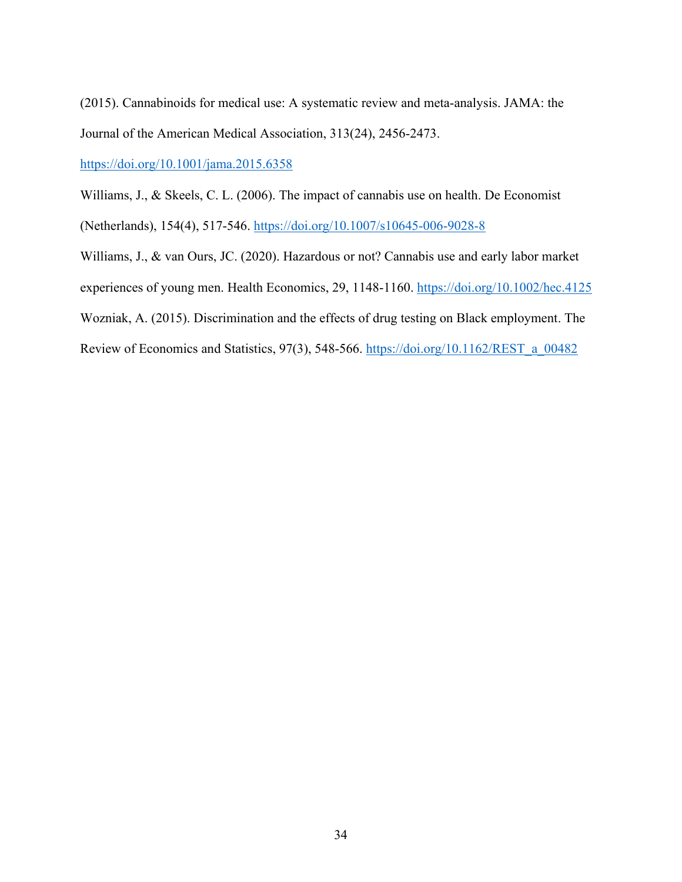(2015). Cannabinoids for medical use: A systematic review and meta-analysis. JAMA: the Journal of the American Medical Association, 313(24), 2456-2473. https://doi.org/10.1001/jama.2015.6358

Williams, J., & Skeels, C. L. (2006). The impact of cannabis use on health. De Economist (Netherlands), 154(4), 517-546. https://doi.org/10.1007/s10645-006-9028-8

Williams, J., & van Ours, JC. (2020). Hazardous or not? Cannabis use and early labor market experiences of young men. Health Economics, 29, 1148-1160. https://doi.org/10.1002/hec.4125

Wozniak, A. (2015). Discrimination and the effects of drug testing on Black employment. The Review of Economics and Statistics, 97(3), 548-566. https://doi.org/10.1162/REST_a_00482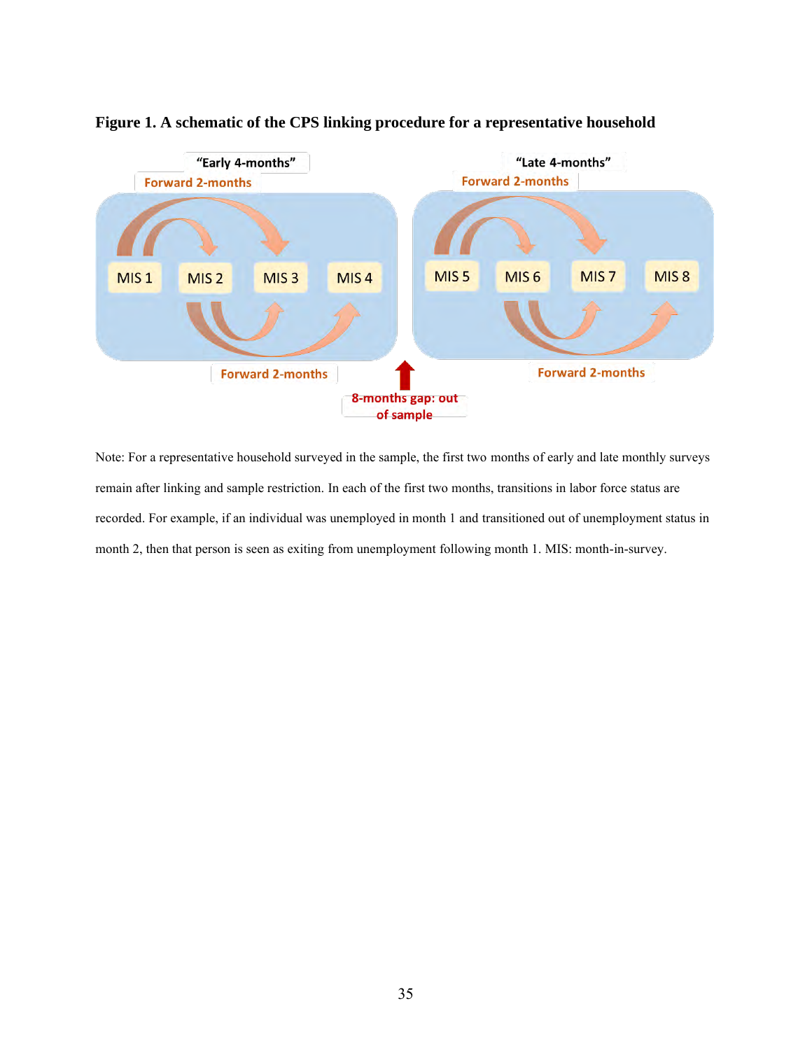**Figure 1. A schematic of the CPS linking procedure for a representative household**

"Early 4-months"

Forward 2-months

MIS 1 MIS 2 MIS 3 MIS 4

Forward 2-months

"Late 4-months"

Forward 2-months

MIS 5 MIS 6 MIS 7 MIS 8

Forward 2-months

8-months gap: out of sample

Note: For a representative household surveyed in the sample, the first two months of early and late monthly surveys remain after linking and sample restriction. In each of the first two months, transitions in labor force status are recorded. For example, if an individual was unemployed in month 1 and transitioned out of unemployment status in month 2, then that person is seen as exiting from unemployment following month 1. MIS: month-in-survey.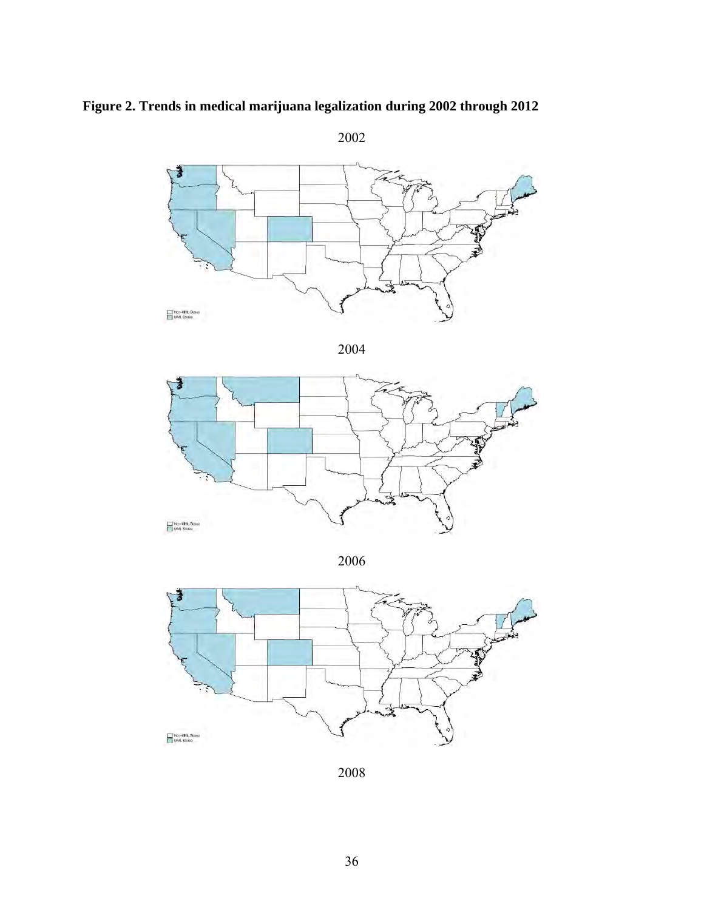**Figure 2. Trends in medical marijuana legalization during 2002 through 2012**

2002

2004

2006

2008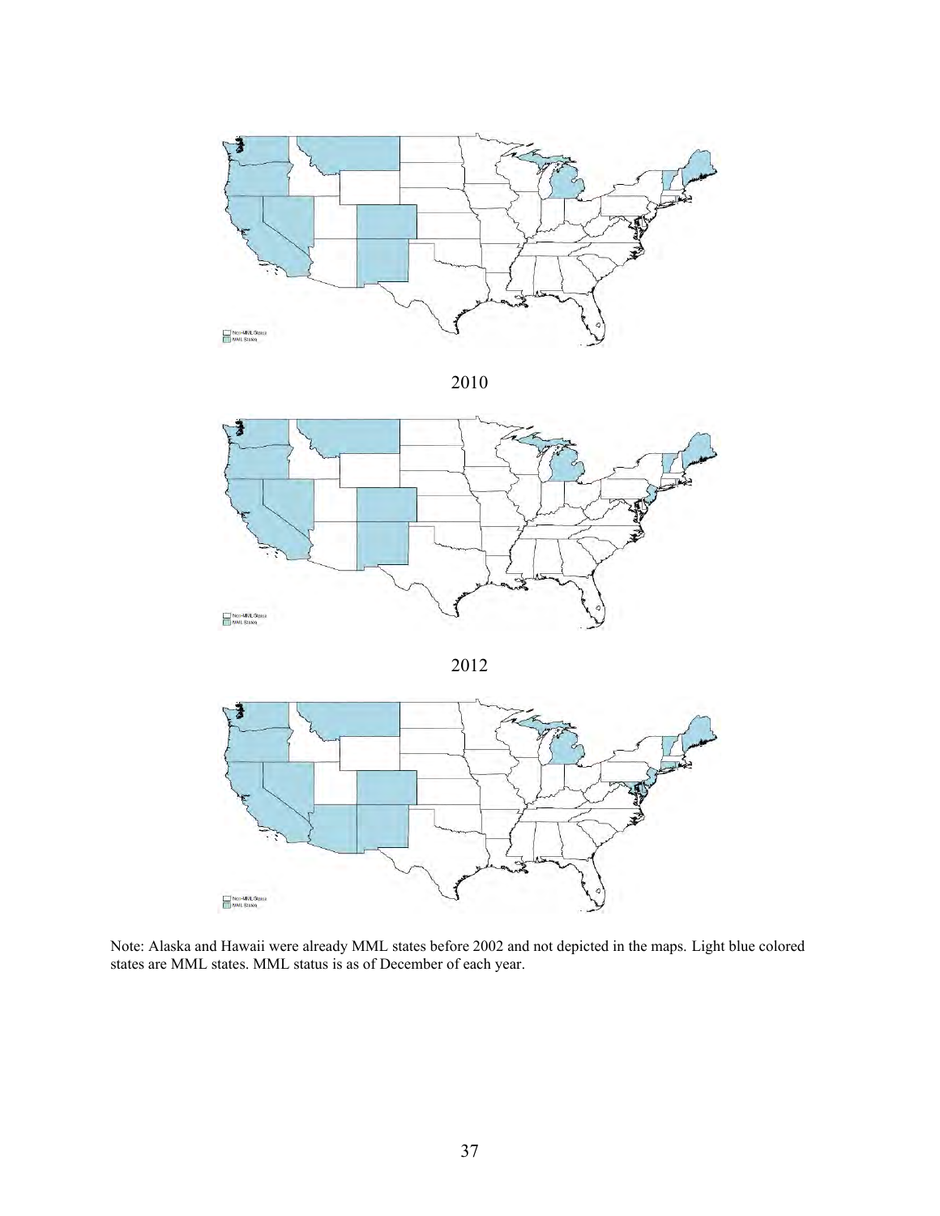2010

2012

Note: Alaska and Hawaii were already MML states before 2002 and not depicted in the maps. Light blue colored states are MML states. MML status is as of December of each year.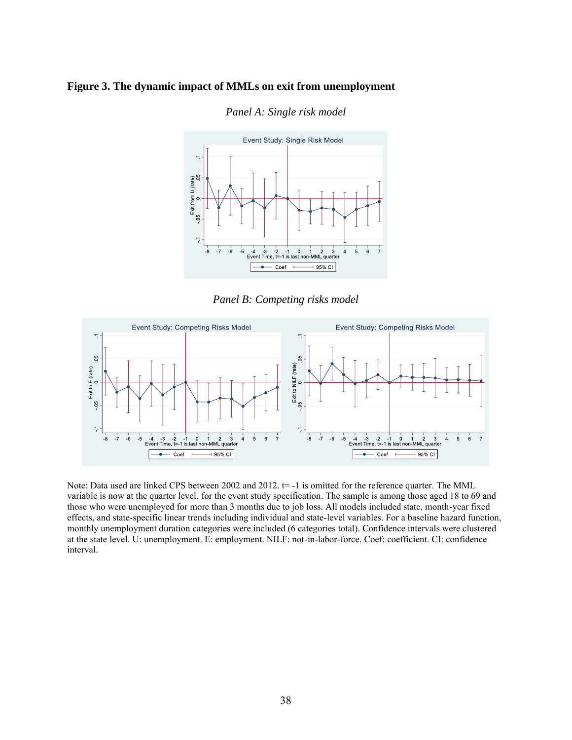**Figure 3. The dynamic impact of MMLs on exit from unemployment**

*Panel A: Single risk model*

*Panel B: Competing risks model*

Note: Data used are linked CPS between 2002 and 2012. t= -1 is omitted for the reference quarter. The MML variable is now at the quarter level, for the event study specification. The sample is among those aged 18 to 69 and those who were unemployed for more than 3 months due to job loss. All models included state, month-year fixed effects, and state-specific linear trends including individual and state-level variables. For a baseline hazard function, monthly unemployment duration categories were included (6 categories total). Confidence intervals were clustered at the state level. U: unemployment. E: employment. NILF: not-in-labor-force. Coef: coefficient. CI: confidence interval.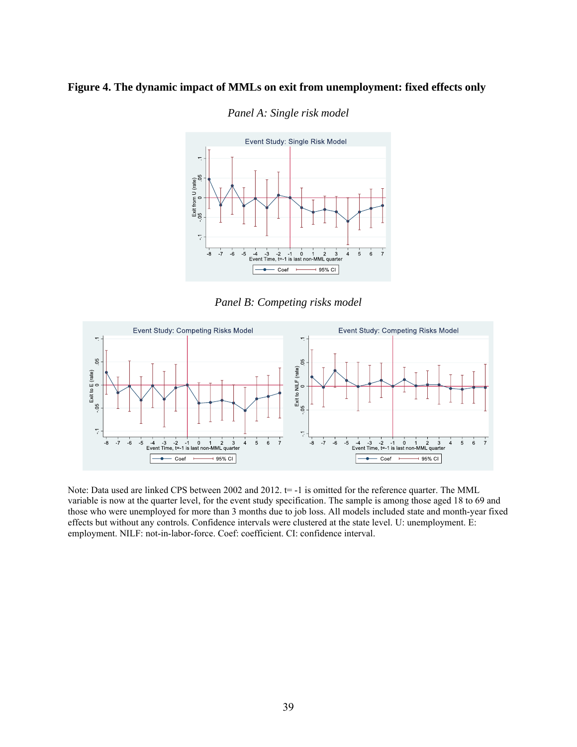**Figure 4. The dynamic impact of MMLs on exit from unemployment: fixed effects only**

*Panel A: Single risk model*

*Panel B: Competing risks model*

Note: Data used are linked CPS between 2002 and 2012. t= -1 is omitted for the reference quarter. The MML variable is now at the quarter level, for the event study specification. The sample is among those aged 18 to 69 and those who were unemployed for more than 3 months due to job loss. All models included state and month-year fixed effects but without any controls. Confidence intervals were clustered at the state level. U: unemployment. E: employment. NILF: not-in-labor-force. Coef: coefficient. CI: confidence interval.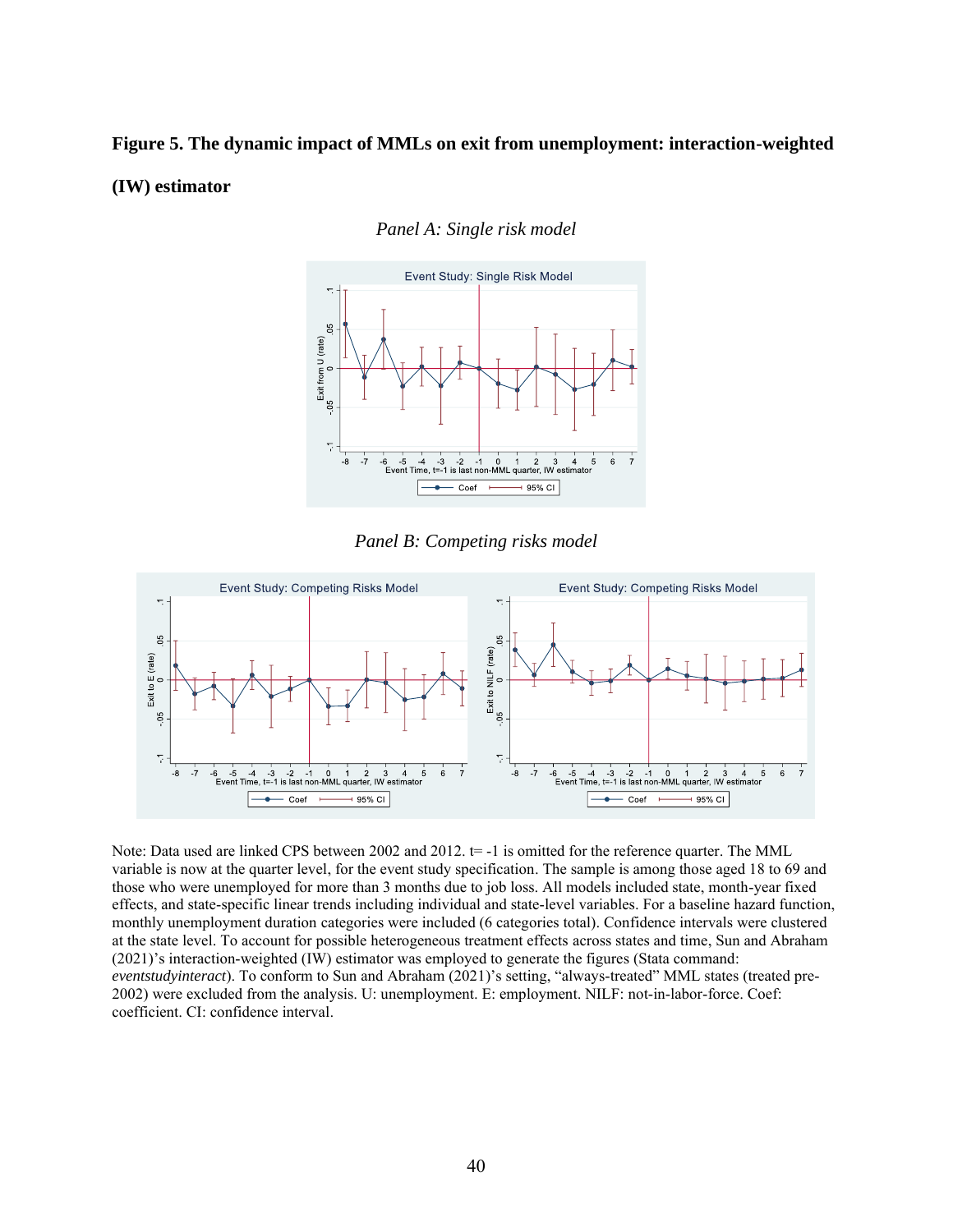**Figure 5. The dynamic impact of MMLs on exit from unemployment: interaction-weighted (IW) estimator**

*Panel A: Single risk model*

*Panel B: Competing risks model*

Note: Data used are linked CPS between 2002 and 2012. t= -1 is omitted for the reference quarter. The MML variable is now at the quarter level, for the event study specification. The sample is among those aged 18 to 69 and those who were unemployed for more than 3 months due to job loss. All models included state, month-year fixed effects, and state-specific linear trends including individual and state-level variables. For a baseline hazard function, monthly unemployment duration categories were included (6 categories total). Confidence intervals were clustered at the state level. To account for possible heterogeneous treatment effects across states and time, Sun and Abraham (2021)'s interaction-weighted (IW) estimator was employed to generate the figures (Stata command: *eventstudyinteract*). To conform to Sun and Abraham (2021)'s setting, "always-treated" MML states (treated pre-2002) were excluded from the analysis. U: unemployment. E: employment. NILF: not-in-labor-force. Coef: coefficient. CI: confidence interval.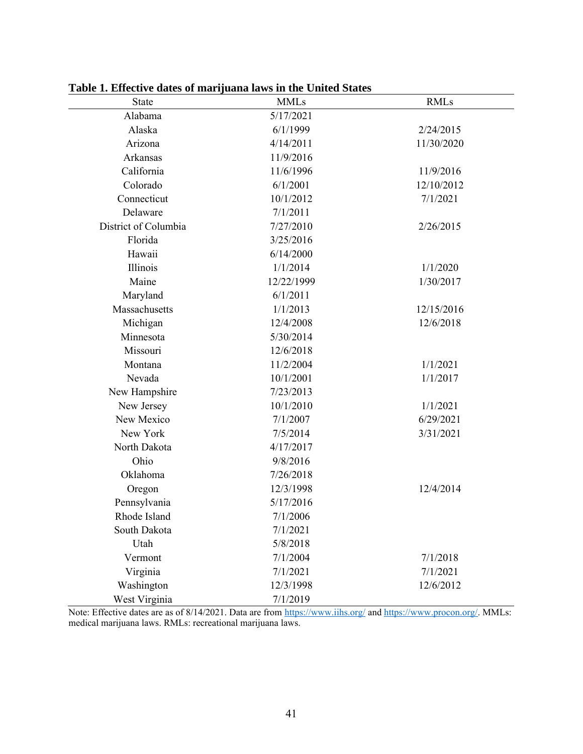**Table 1. Effective dates of marijuana laws in the United States**

| State | MMLs | RMLs |
| --- | --- | --- |
| Alabama | 5/17/2021 | |
| Alaska | 6/1/1999 | 2/24/2015 |
| Arizona | 4/14/2011 | 11/30/2020 |
| Arkansas | 11/9/2016 | |
| California | 11/6/1996 | 11/9/2016 |
| Colorado | 6/1/2001 | 12/10/2012 |
| Connecticut | 10/1/2012 | 7/1/2021 |
| Delaware | 7/1/2011 | |
| District of Columbia | 7/27/2010 | 2/26/2015 |
| Florida | 3/25/2016 | |
| Hawaii | 6/14/2000 | |
| Illinois | 1/1/2014 | 1/1/2020 |
| Maine | 12/22/1999 | 1/30/2017 |
| Maryland | 6/1/2011 | |
| Massachusetts | 1/1/2013 | 12/15/2016 |
| Michigan | 12/4/2008 | 12/6/2018 |
| Minnesota | 5/30/2014 | |
| Missouri | 12/6/2018 | |
| Montana | 11/2/2004 | 1/1/2021 |
| Nevada | 10/1/2001 | 1/1/2017 |
| New Hampshire | 7/23/2013 | |
| New Jersey | 10/1/2010 | 1/1/2021 |
| New Mexico | 7/1/2007 | 6/29/2021 |
| New York | 7/5/2014 | 3/31/2021 |
| North Dakota | 4/17/2017 | |
| Ohio | 9/8/2016 | |
| Oklahoma | 7/26/2018 | |
| Oregon | 12/3/1998 | 12/4/2014 |
| Pennsylvania | 5/17/2016 | |
| Rhode Island | 7/1/2006 | |
| South Dakota | 7/1/2021 | |
| Utah | 5/8/2018 | |
| Vermont | 7/1/2004 | 7/1/2018 |
| Virginia | 7/1/2021 | 7/1/2021 |
| Washington | 12/3/1998 | 12/6/2012 |
| West Virginia | 7/1/2019 | |

Note: Effective dates are as of 8/14/2021. Data are from https://www.iihs.org/ and https://www.procon.org/. MMLs: medical marijuana laws. RMLs: recreational marijuana laws.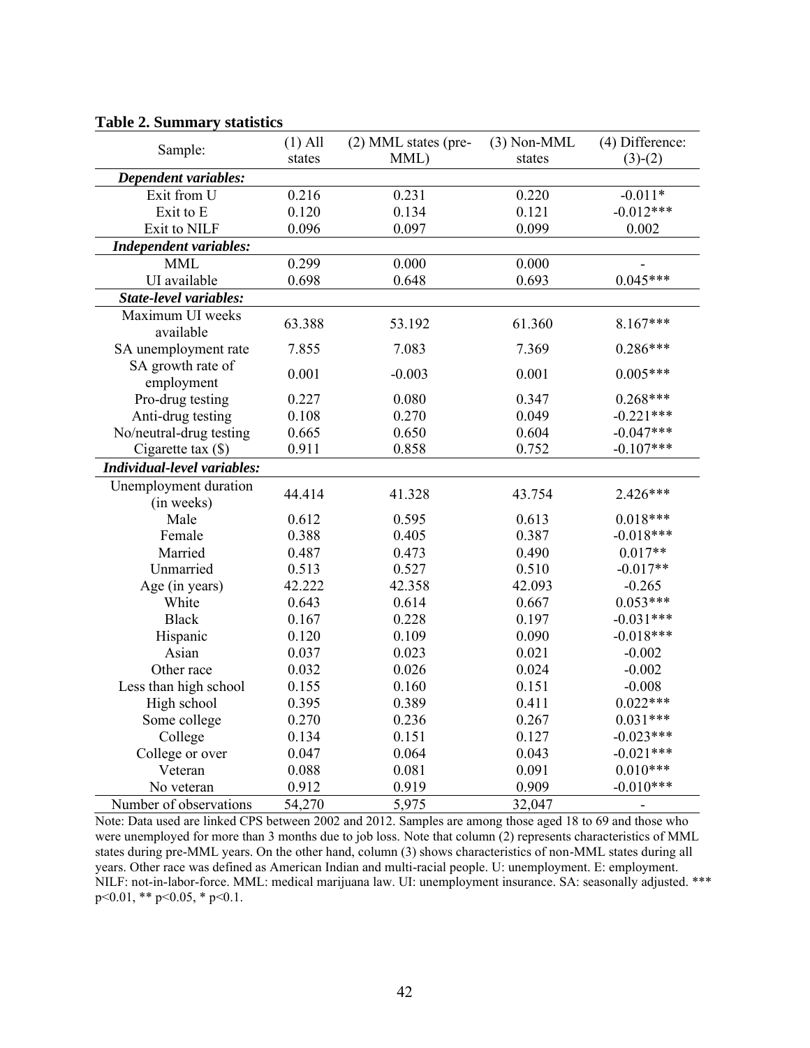**Table 2. Summary statistics**

| Sample: | (1) All states | (2) MML states (pre-MML) | (3) Non-MML states | (4) Difference: (3)-(2) |
|---|---|---|---|---|
| ***Dependent variables:*** | | | | |
| Exit from U | 0.216 | 0.231 | 0.220 | -0.011* |
| Exit to E | 0.120 | 0.134 | 0.121 | -0.012*** |
| Exit to NILF | 0.096 | 0.097 | 0.099 | 0.002 |
| ***Independent variables:*** | | | | |
| MML | 0.299 | 0.000 | 0.000 | - |
| UI available | 0.698 | 0.648 | 0.693 | 0.045*** |
| ***State-level variables:*** | | | | |
| Maximum UI weeks available | 63.388 | 53.192 | 61.360 | 8.167*** |
| SA unemployment rate | 7.855 | 7.083 | 7.369 | 0.286*** |
| SA growth rate of employment | 0.001 | -0.003 | 0.001 | 0.005*** |
| Pro-drug testing | 0.227 | 0.080 | 0.347 | 0.268*** |
| Anti-drug testing | 0.108 | 0.270 | 0.049 | -0.221*** |
| No/neutral-drug testing | 0.665 | 0.650 | 0.604 | -0.047*** |
| Cigarette tax ($) | 0.911 | 0.858 | 0.752 | -0.107*** |
| ***Individual-level variables:*** | | | | |
| Unemployment duration (in weeks) | 44.414 | 41.328 | 43.754 | 2.426*** |
| Male | 0.612 | 0.595 | 0.613 | 0.018*** |
| Female | 0.388 | 0.405 | 0.387 | -0.018*** |
| Married | 0.487 | 0.473 | 0.490 | 0.017** |
| Unmarried | 0.513 | 0.527 | 0.510 | -0.017** |
| Age (in years) | 42.222 | 42.358 | 42.093 | -0.265 |
| White | 0.643 | 0.614 | 0.667 | 0.053*** |
| Black | 0.167 | 0.228 | 0.197 | -0.031*** |
| Hispanic | 0.120 | 0.109 | 0.090 | -0.018*** |
| Asian | 0.037 | 0.023 | 0.021 | -0.002 |
| Other race | 0.032 | 0.026 | 0.024 | -0.002 |
| Less than high school | 0.155 | 0.160 | 0.151 | -0.008 |
| High school | 0.395 | 0.389 | 0.411 | 0.022*** |
| Some college | 0.270 | 0.236 | 0.267 | 0.031*** |
| College | 0.134 | 0.151 | 0.127 | -0.023*** |
| College or over | 0.047 | 0.064 | 0.043 | -0.021*** |
| Veteran | 0.088 | 0.081 | 0.091 | 0.010*** |
| No veteran | 0.912 | 0.919 | 0.909 | -0.010*** |
| Number of observations | 54,270 | 5,975 | 32,047 | - |

Note: Data used are linked CPS between 2002 and 2012. Samples are among those aged 18 to 69 and those who were unemployed for more than 3 months due to job loss. Note that column (2) represents characteristics of MML states during pre-MML years. On the other hand, column (3) shows characteristics of non-MML states during all years. Other race was defined as American Indian and multi-racial people. U: unemployment. E: employment. NILF: not-in-labor-force. MML: medical marijuana law. UI: unemployment insurance. SA: seasonally adjusted. *** $p<0.01$, ** $p<0.05$, * $p<0.1$.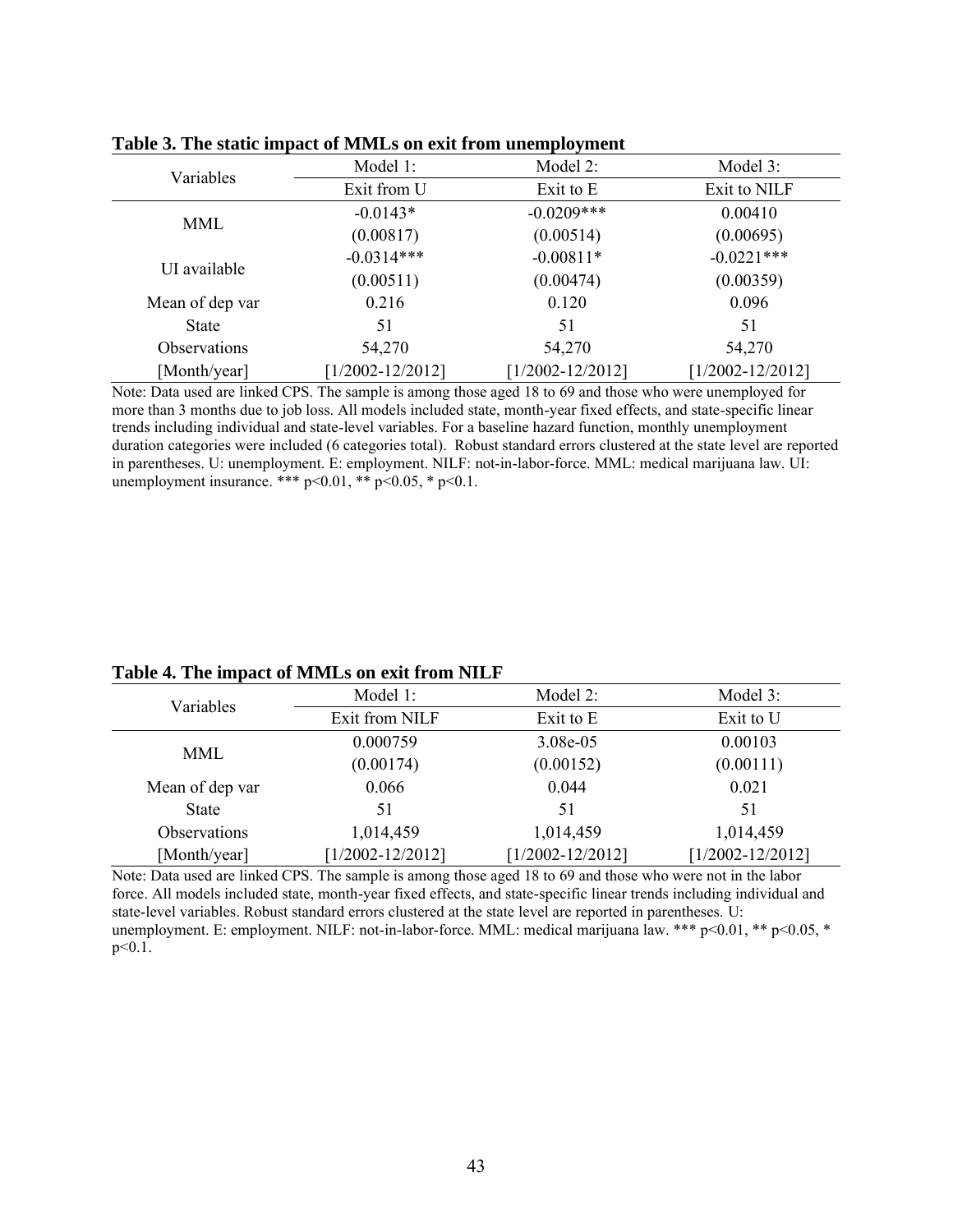**Table 3. The static impact of MMLs on exit from unemployment**

| Variables | Model 1: Exit from U | Model 2: Exit to E | Model 3: Exit to NILF |
|---|---|---|---|
| MML | -0.0143* | -0.0209*** | 0.00410 |
| | (0.00817) | (0.00514) | (0.00695) |
| UI available | -0.0314*** | -0.00811* | -0.0221*** |
| | (0.00511) | (0.00474) | (0.00359) |
| Mean of dep var | 0.216 | 0.120 | 0.096 |
| State | 51 | 51 | 51 |
| Observations | 54,270 | 54,270 | 54,270 |
| [Month/year] | [1/2002-12/2012] | [1/2002-12/2012] | [1/2002-12/2012] |

Note: Data used are linked CPS. The sample is among those aged 18 to 69 and those who were unemployed for more than 3 months due to job loss. All models included state, month-year fixed effects, and state-specific linear trends including individual and state-level variables. For a baseline hazard function, monthly unemployment duration categories were included (6 categories total). Robust standard errors clustered at the state level are reported in parentheses. U: unemployment. E: employment. NILF: not-in-labor-force. MML: medical marijuana law. UI: unemployment insurance. *** $p<0.01$, ** $p<0.05$, * $p<0.1$.

**Table 4. The impact of MMLs on exit from NILF**

| Variables | Model 1: Exit from NILF | Model 2: Exit to E | Model 3: Exit to U |
|---|---|---|---|
| MML | 0.000759 | 3.08e-05 | 0.00103 |
| | (0.00174) | (0.00152) | (0.00111) |
| Mean of dep var | 0.066 | 0.044 | 0.021 |
| State | 51 | 51 | 51 |
| Observations | 1,014,459 | 1,014,459 | 1,014,459 |
| [Month/year] | [1/2002-12/2012] | [1/2002-12/2012] | [1/2002-12/2012] |

Note: Data used are linked CPS. The sample is among those aged 18 to 69 and those who were not in the labor force. All models included state, month-year fixed effects, and state-specific linear trends including individual and state-level variables. Robust standard errors clustered at the state level are reported in parentheses. U: unemployment. E: employment. NILF: not-in-labor-force. MML: medical marijuana law. *** $p<0.01$, ** $p<0.05$, * $p<0.1$.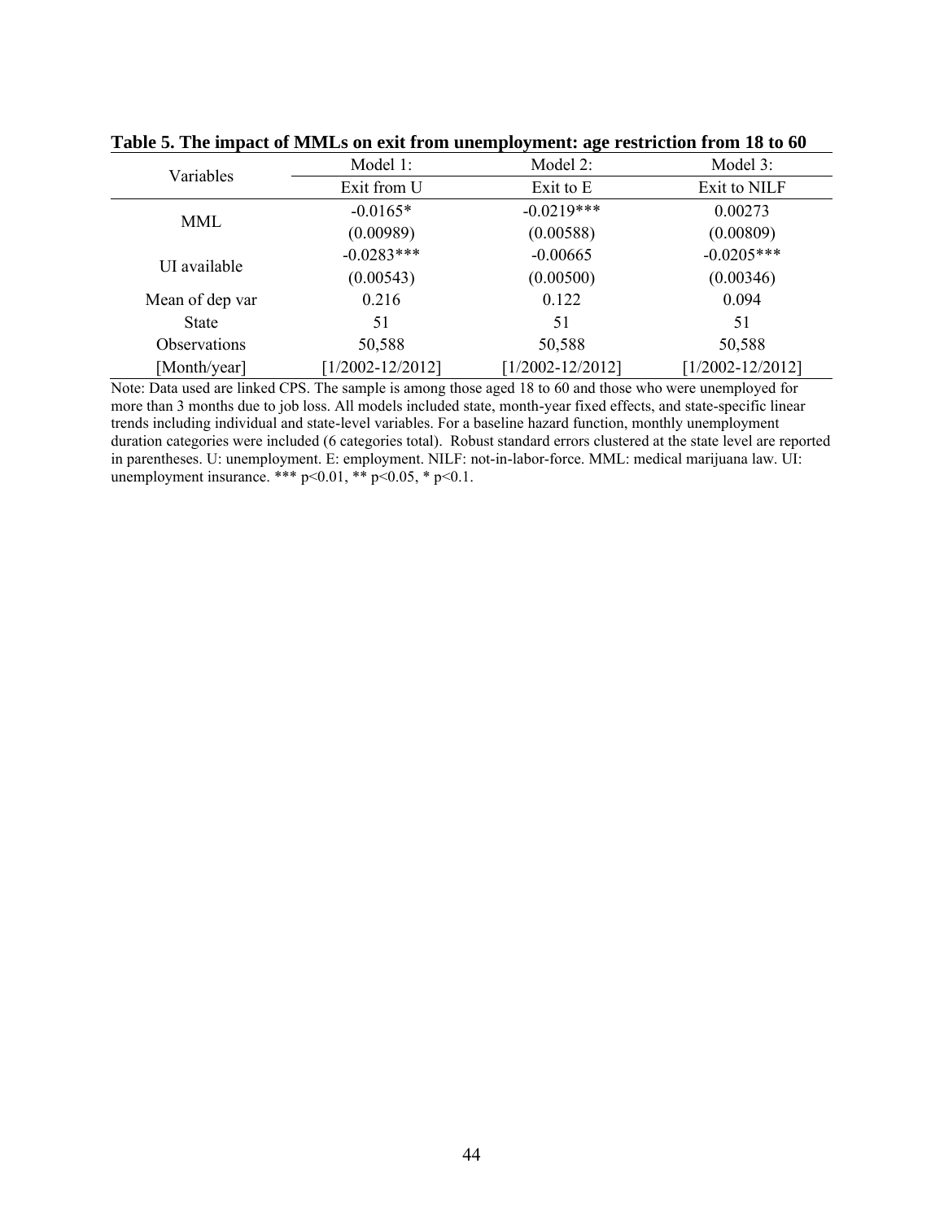**Table 5. The impact of MMLs on exit from unemployment: age restriction from 18 to 60**

| Variables | Model 1: | Model 2: | Model 3: |
|---|---|---|---|
| | Exit from U | Exit to E | Exit to NILF |
| MML | -0.0165* | -0.0219*** | 0.00273 |
| | (0.00989) | (0.00588) | (0.00809) |
| UI available | -0.0283*** | -0.00665 | -0.0205*** |
| | (0.00543) | (0.00500) | (0.00346) |
| Mean of dep var | 0.216 | 0.122 | 0.094 |
| State | 51 | 51 | 51 |
| Observations | 50,588 | 50,588 | 50,588 |
| [Month/year] | [1/2002-12/2012] | [1/2002-12/2012] | [1/2002-12/2012] |

Note: Data used are linked CPS. The sample is among those aged 18 to 60 and those who were unemployed for more than 3 months due to job loss. All models included state, month-year fixed effects, and state-specific linear trends including individual and state-level variables. For a baseline hazard function, monthly unemployment duration categories were included (6 categories total). Robust standard errors clustered at the state level are reported in parentheses. U: unemployment. E: employment. NILF: not-in-labor-force. MML: medical marijuana law. UI: unemployment insurance. *** $p<0.01$, ** $p<0.05$, * $p<0.1$.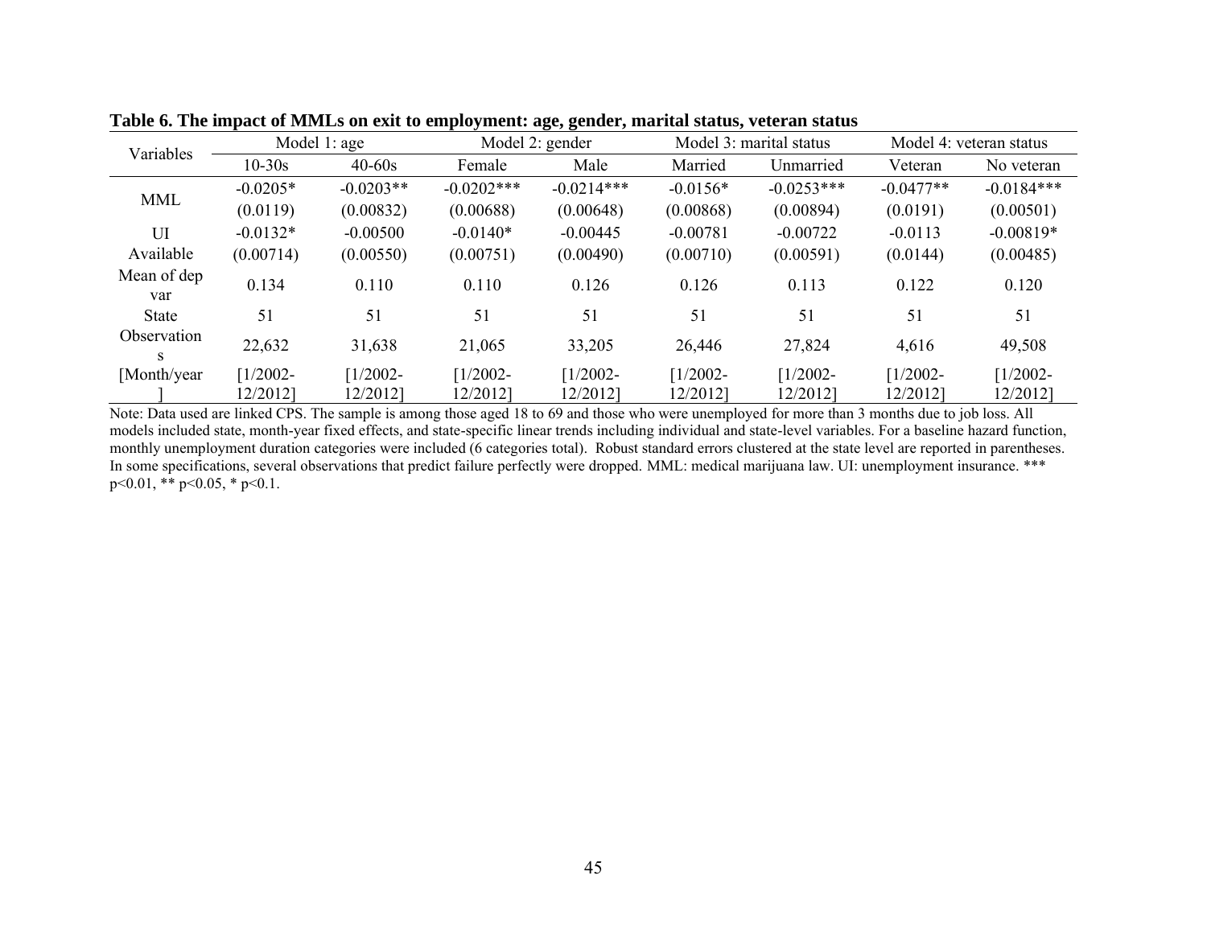**Table 6. The impact of MMLs on exit to employment: age, gender, marital status, veteran status**

| Variables | Model 1: age | | Model 2: gender | | Model 3: marital status | | Model 4: veteran status | |
|---|---|---|---|---|---|---|---|---|
| | 10-30s | 40-60s | Female | Male | Married | Unmarried | Veteran | No veteran |
| MML | -0.0205* | -0.0203** | -0.0202*** | -0.0214*** | -0.0156* | -0.0253*** | -0.0477** | -0.0184*** |
| | (0.0119) | (0.00832) | (0.00688) | (0.00648) | (0.00868) | (0.00894) | (0.0191) | (0.00501) |
| UI Available | -0.0132* | -0.00500 | -0.0140* | -0.00445 | -0.00781 | -0.00722 | -0.0113 | -0.00819* |
| | (0.00714) | (0.00550) | (0.00751) | (0.00490) | (0.00710) | (0.00591) | (0.0144) | (0.00485) |
| Mean of dep var | 0.134 | 0.110 | 0.110 | 0.126 | 0.126 | 0.113 | 0.122 | 0.120 |
| State | 51 | 51 | 51 | 51 | 51 | 51 | 51 | 51 |
| Observations | 22,632 | 31,638 | 21,065 | 33,205 | 26,446 | 27,824 | 4,616 | 49,508 |
| [Month/year] | [1/2002-12/2012] | [1/2002-12/2012] | [1/2002-12/2012] | [1/2002-12/2012] | [1/2002-12/2012] | [1/2002-12/2012] | [1/2002-12/2012] | [1/2002-12/2012] |

Note: Data used are linked CPS. The sample is among those aged 18 to 69 and those who were unemployed for more than 3 months due to job loss. All models included state, month-year fixed effects, and state-specific linear trends including individual and state-level variables. For a baseline hazard function, monthly unemployment duration categories were included (6 categories total). Robust standard errors clustered at the state level are reported in parentheses. In some specifications, several observations that predict failure perfectly were dropped. MML: medical marijuana law. UI: unemployment insurance. *** $p<0.01$, ** $p<0.05$, * $p<0.1$.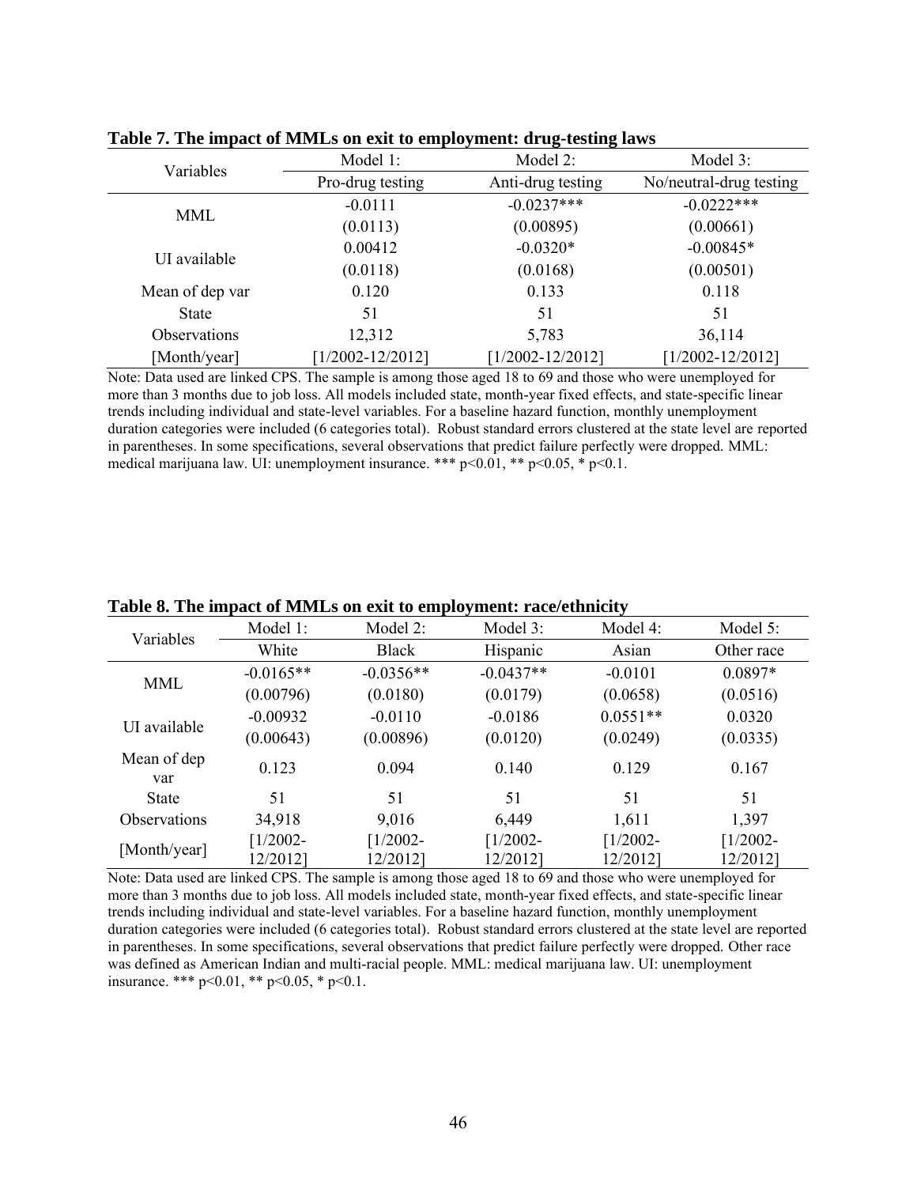**Table 7. The impact of MMLs on exit to employment: drug-testing laws**

| Variables | Model 1: | Model 2: | Model 3: |
|---|---|---|---|
| | Pro-drug testing | Anti-drug testing | No/neutral-drug testing |
| MML | -0.0111 | -0.0237*** | -0.0222*** |
| | (0.0113) | (0.00895) | (0.00661) |
| UI available | 0.00412 | -0.0320* | -0.00845* |
| | (0.0118) | (0.0168) | (0.00501) |
| Mean of dep var | 0.120 | 0.133 | 0.118 |
| State | 51 | 51 | 51 |
| Observations | 12,312 | 5,783 | 36,114 |
| [Month/year] | [1/2002-12/2012] | [1/2002-12/2012] | [1/2002-12/2012] |

Note: Data used are linked CPS. The sample is among those aged 18 to 69 and those who were unemployed for more than 3 months due to job loss. All models included state, month-year fixed effects, and state-specific linear trends including individual and state-level variables. For a baseline hazard function, monthly unemployment duration categories were included (6 categories total). Robust standard errors clustered at the state level are reported in parentheses. In some specifications, several observations that predict failure perfectly were dropped. MML: medical marijuana law. UI: unemployment insurance. *** p<0.01, ** p<0.05, * p<0.1.

**Table 8. The impact of MMLs on exit to employment: race/ethnicity**

| Variables | Model 1: | Model 2: | Model 3: | Model 4: | Model 5: |
|---|---|---|---|---|---|
| | White | Black | Hispanic | Asian | Other race |
| MML | -0.0165** | -0.0356** | -0.0437** | -0.0101 | 0.0897* |
| | (0.00796) | (0.0180) | (0.0179) | (0.0658) | (0.0516) |
| UI available | -0.00932 | -0.0110 | -0.0186 | 0.0551** | 0.0320 |
| | (0.00643) | (0.00896) | (0.0120) | (0.0249) | (0.0335) |
| Mean of dep var | 0.123 | 0.094 | 0.140 | 0.129 | 0.167 |
| State | 51 | 51 | 51 | 51 | 51 |
| Observations | 34,918 | 9,016 | 6,449 | 1,611 | 1,397 |
| [Month/year] | [1/2002-12/2012] | [1/2002-12/2012] | [1/2002-12/2012] | [1/2002-12/2012] | [1/2002-12/2012] |

Note: Data used are linked CPS. The sample is among those aged 18 to 69 and those who were unemployed for more than 3 months due to job loss. All models included state, month-year fixed effects, and state-specific linear trends including individual and state-level variables. For a baseline hazard function, monthly unemployment duration categories were included (6 categories total). Robust standard errors clustered at the state level are reported in parentheses. In some specifications, several observations that predict failure perfectly were dropped. Other race was defined as American Indian and multi-racial people. MML: medical marijuana law. UI: unemployment insurance. *** p<0.01, ** p<0.05, * p<0.1.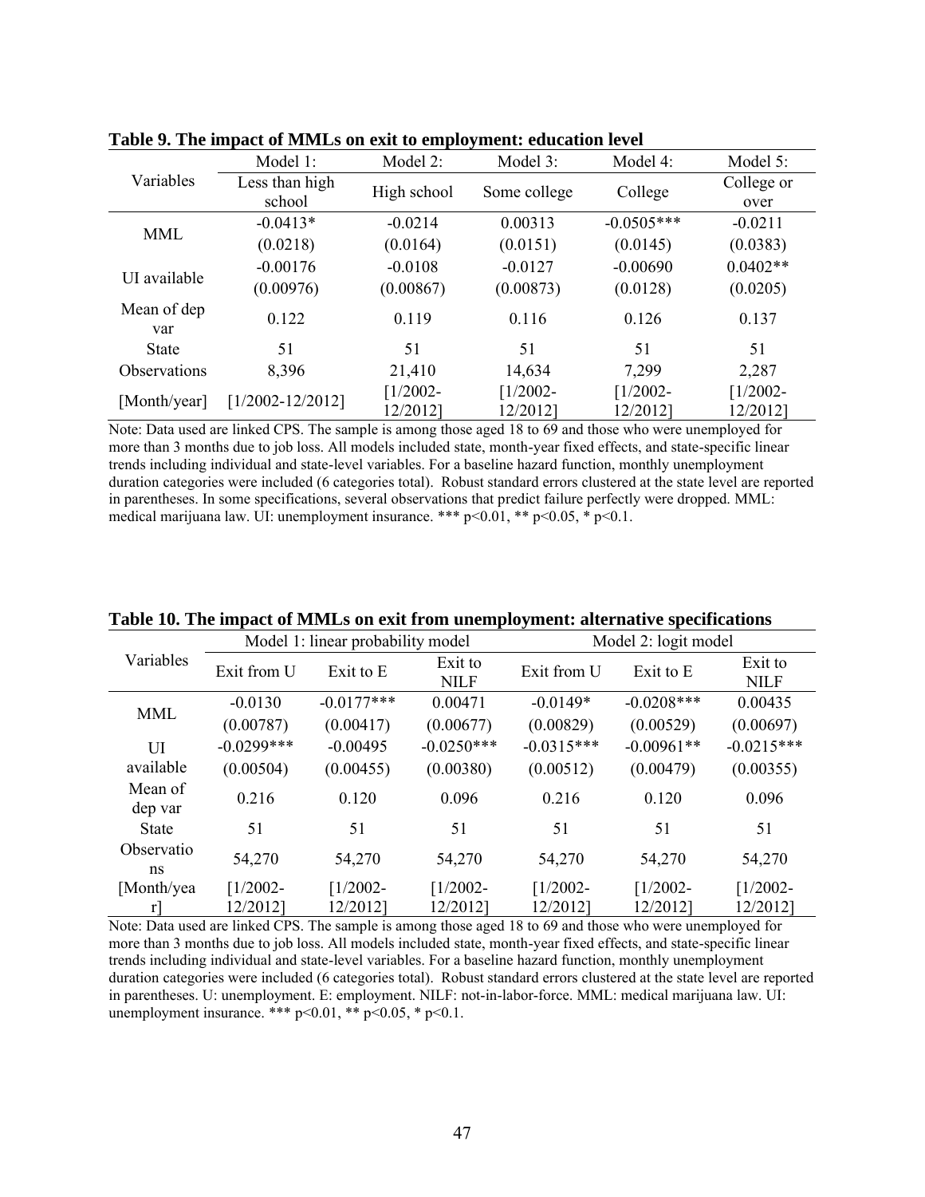**Table 9. The impact of MMLs on exit to employment: education level**

| Variables | Model 1: Less than high school | Model 2: High school | Model 3: Some college | Model 4: College | Model 5: College or over |
|---|---|---|---|---|---|
| MML | -0.0413* | -0.0214 | 0.00313 | -0.0505*** | -0.0211 |
| | (0.0218) | (0.0164) | (0.0151) | (0.0145) | (0.0383) |
| UI available | -0.00176 | -0.0108 | -0.0127 | -0.00690 | 0.0402** |
| | (0.00976) | (0.00867) | (0.00873) | (0.0128) | (0.0205) |
| Mean of dep var | 0.122 | 0.119 | 0.116 | 0.126 | 0.137 |
| State | 51 | 51 | 51 | 51 | 51 |
| Observations | 8,396 | 21,410 | 14,634 | 7,299 | 2,287 |
| [Month/year] | [1/2002-12/2012] | [1/2002-12/2012] | [1/2002-12/2012] | [1/2002-12/2012] | [1/2002-12/2012] |

Note: Data used are linked CPS. The sample is among those aged 18 to 69 and those who were unemployed for more than 3 months due to job loss. All models included state, month-year fixed effects, and state-specific linear trends including individual and state-level variables. For a baseline hazard function, monthly unemployment duration categories were included (6 categories total). Robust standard errors clustered at the state level are reported in parentheses. In some specifications, several observations that predict failure perfectly were dropped. MML: medical marijuana law. UI: unemployment insurance. *** p<0.01, ** p<0.05, * p<0.1.

**Table 10. The impact of MMLs on exit from unemployment: alternative specifications**

| Variables | Model 1: linear probability model | | | Model 2: logit model | | |
|---|---|---|---|---|---|---|
| | Exit from U | Exit to E | Exit to NILF | Exit from U | Exit to E | Exit to NILF |
| MML | -0.0130 | -0.0177*** | 0.00471 | -0.0149* | -0.0208*** | 0.00435 |
| | (0.00787) | (0.00417) | (0.00677) | (0.00829) | (0.00529) | (0.00697) |
| UI available | -0.0299*** | -0.00495 | -0.0250*** | -0.0315*** | -0.00961** | -0.0215*** |
| | (0.00504) | (0.00455) | (0.00380) | (0.00512) | (0.00479) | (0.00355) |
| Mean of dep var | 0.216 | 0.120 | 0.096 | 0.216 | 0.120 | 0.096 |
| State | 51 | 51 | 51 | 51 | 51 | 51 |
| Observations | 54,270 | 54,270 | 54,270 | 54,270 | 54,270 | 54,270 |
| [Month/year] | [1/2002-12/2012] | [1/2002-12/2012] | [1/2002-12/2012] | [1/2002-12/2012] | [1/2002-12/2012] | [1/2002-12/2012] |

Note: Data used are linked CPS. The sample is among those aged 18 to 69 and those who were unemployed for more than 3 months due to job loss. All models included state, month-year fixed effects, and state-specific linear trends including individual and state-level variables. For a baseline hazard function, monthly unemployment duration categories were included (6 categories total). Robust standard errors clustered at the state level are reported in parentheses. U: unemployment. E: employment. NILF: not-in-labor-force. MML: medical marijuana law. UI: unemployment insurance. *** p<0.01, ** p<0.05, * p<0.1.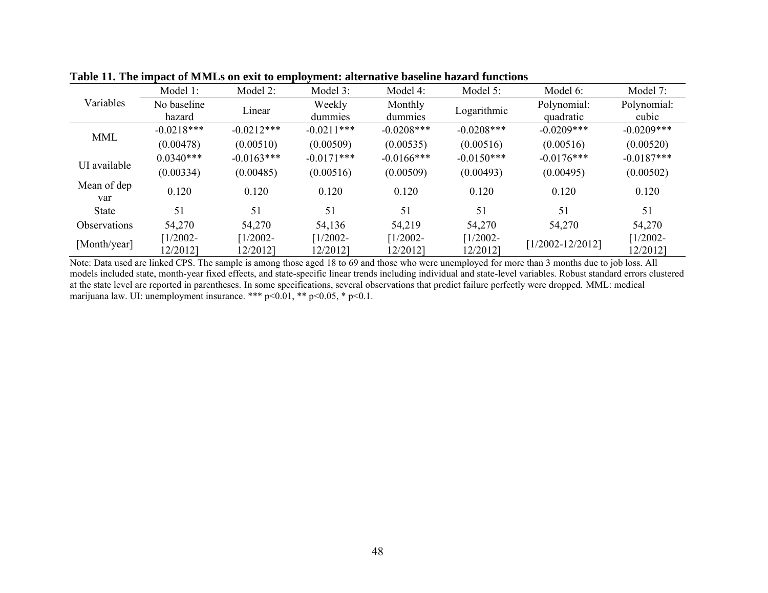**Table 11. The impact of MMLs on exit to employment: alternative baseline hazard functions**

| Variables | Model 1: No baseline hazard | Model 2: Linear | Model 3: Weekly dummies | Model 4: Monthly dummies | Model 5: Logarithmic | Model 6: Polynomial: quadratic | Model 7: Polynomial: cubic |
|---|---|---|---|---|---|---|---|
| MML | -0.0218*** | -0.0212*** | -0.0211*** | -0.0208*** | -0.0208*** | -0.0209*** | -0.0209*** |
| | (0.00478) | (0.00510) | (0.00509) | (0.00535) | (0.00516) | (0.00516) | (0.00520) |
| UI available | 0.0340*** | -0.0163*** | -0.0171*** | -0.0166*** | -0.0150*** | -0.0176*** | -0.0187*** |
| | (0.00334) | (0.00485) | (0.00516) | (0.00509) | (0.00493) | (0.00495) | (0.00502) |
| Mean of dep var | 0.120 | 0.120 | 0.120 | 0.120 | 0.120 | 0.120 | 0.120 |
| State | 51 | 51 | 51 | 51 | 51 | 51 | 51 |
| Observations | 54,270 | 54,270 | 54,136 | 54,219 | 54,270 | 54,270 | 54,270 |
| [Month/year] | [1/2002-12/2012] | [1/2002-12/2012] | [1/2002-12/2012] | [1/2002-12/2012] | [1/2002-12/2012] | [1/2002-12/2012] | [1/2002-12/2012] |

Note: Data used are linked CPS. The sample is among those aged 18 to 69 and those who were unemployed for more than 3 months due to job loss. All models included state, month-year fixed effects, and state-specific linear trends including individual and state-level variables. Robust standard errors clustered at the state level are reported in parentheses. In some specifications, several observations that predict failure perfectly were dropped. MML: medical marijuana law. UI: unemployment insurance. *** $p<0.01$, ** $p<0.05$, * $p<0.1$.